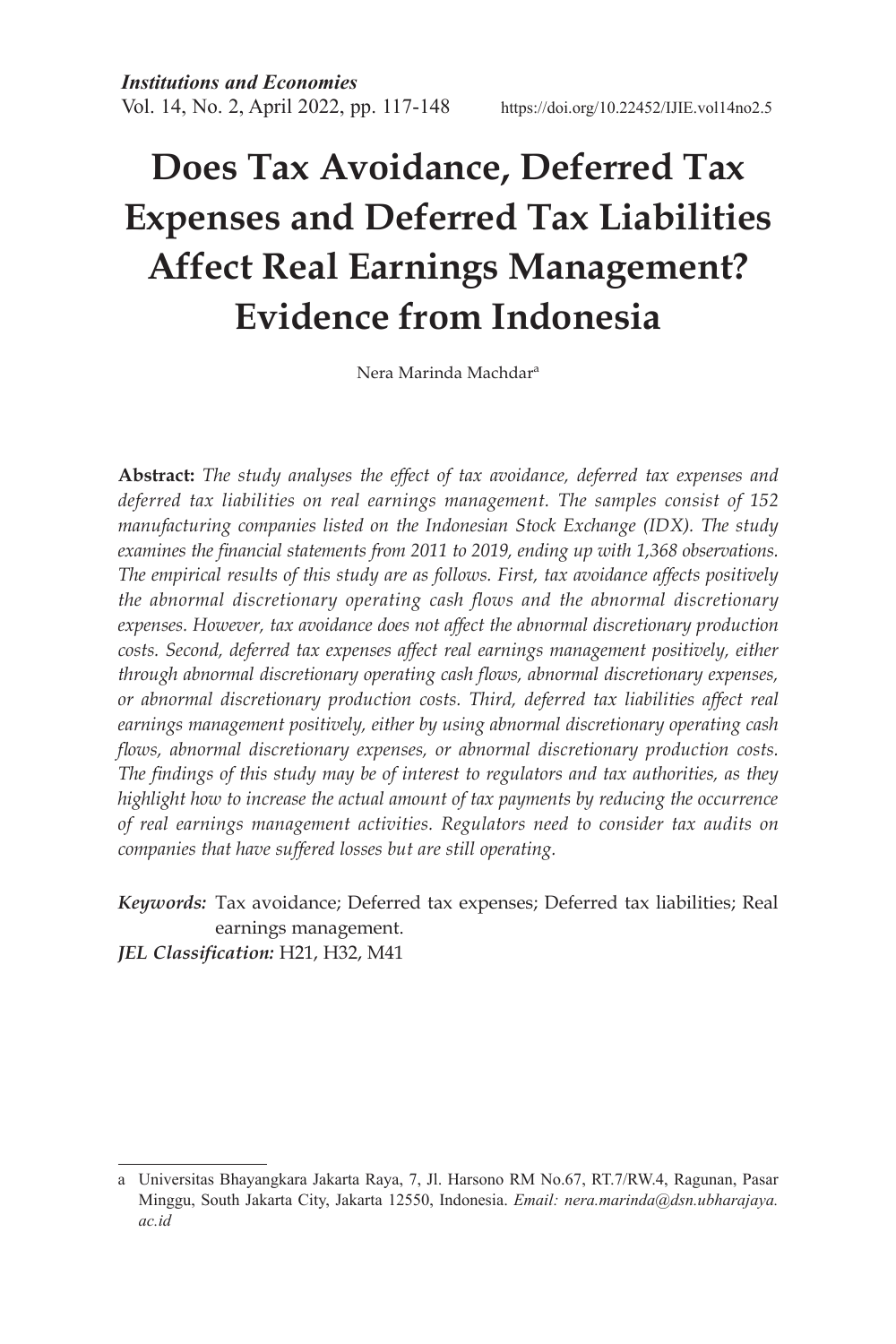# Does Tax Avoidance, Deferred Tax Expenses and Deferred Tax Liabilities Affect Real Earnings Management? Evidence from Indonesia

Nera Marinda Machdar[a]

**Abstract:** *The study analyses the effect of tax avoidance, deferred tax expenses and deferred tax liabilities on real earnings management. The samples consist of 152 manufacturing companies listed on the Indonesian Stock Exchange (IDX). The study examines the financial statements from 2011 to 2019, ending up with 1,368 observations. The empirical results of this study are as follows. First, tax avoidance affects positively the abnormal discretionary operating cash flows and the abnormal discretionary expenses. However, tax avoidance does not affect the abnormal discretionary production costs. Second, deferred tax expenses affect real earnings management positively, either through abnormal discretionary operating cash flows, abnormal discretionary expenses, or abnormal discretionary production costs. Third, deferred tax liabilities affect real earnings management positively, either by using abnormal discretionary operating cash flows, abnormal discretionary expenses, or abnormal discretionary production costs. The findings of this study may be of interest to regulators and tax authorities, as they highlight how to increase the actual amount of tax payments by reducing the occurrence of real earnings management activities. Regulators need to consider tax audits on companies that have suffered losses but are still operating.*

***Keywords:*** Tax avoidance; Deferred tax expenses; Deferred tax liabilities; Real earnings management.

***JEL Classification:*** H21, H32, M41

---

a Universitas Bhayangkara Jakarta Raya, 7, Jl. Harsono RM No.67, RT.7/RW.4, Ragunan, Pasar Minggu, South Jakarta City, Jakarta 12550, Indonesia. *Email: nera.marinda@dsn.ubharajaya.ac.id*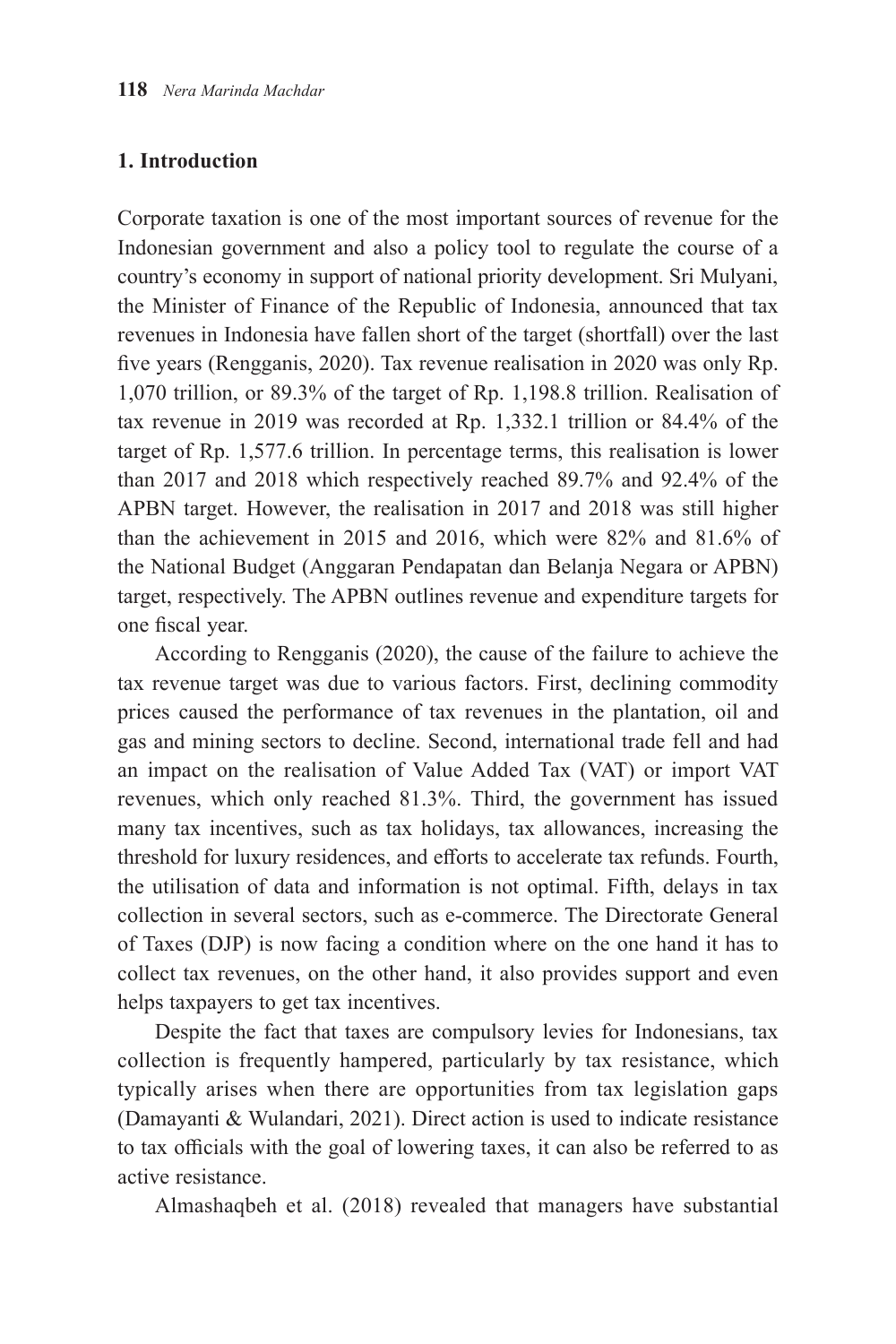## 1. Introduction

Corporate taxation is one of the most important sources of revenue for the Indonesian government and also a policy tool to regulate the course of a country's economy in support of national priority development. Sri Mulyani, the Minister of Finance of the Republic of Indonesia, announced that tax revenues in Indonesia have fallen short of the target (shortfall) over the last five years (Rengganis, 2020). Tax revenue realisation in 2020 was only Rp. 1,070 trillion, or 89.3% of the target of Rp. 1,198.8 trillion. Realisation of tax revenue in 2019 was recorded at Rp. 1,332.1 trillion or 84.4% of the target of Rp. 1,577.6 trillion. In percentage terms, this realisation is lower than 2017 and 2018 which respectively reached 89.7% and 92.4% of the APBN target. However, the realisation in 2017 and 2018 was still higher than the achievement in 2015 and 2016, which were 82% and 81.6% of the National Budget (Anggaran Pendapatan dan Belanja Negara or APBN) target, respectively. The APBN outlines revenue and expenditure targets for one fiscal year.

According to Rengganis (2020), the cause of the failure to achieve the tax revenue target was due to various factors. First, declining commodity prices caused the performance of tax revenues in the plantation, oil and gas and mining sectors to decline. Second, international trade fell and had an impact on the realisation of Value Added Tax (VAT) or import VAT revenues, which only reached 81.3%. Third, the government has issued many tax incentives, such as tax holidays, tax allowances, increasing the threshold for luxury residences, and efforts to accelerate tax refunds. Fourth, the utilisation of data and information is not optimal. Fifth, delays in tax collection in several sectors, such as e-commerce. The Directorate General of Taxes (DJP) is now facing a condition where on the one hand it has to collect tax revenues, on the other hand, it also provides support and even helps taxpayers to get tax incentives.

Despite the fact that taxes are compulsory levies for Indonesians, tax collection is frequently hampered, particularly by tax resistance, which typically arises when there are opportunities from tax legislation gaps (Damayanti & Wulandari, 2021). Direct action is used to indicate resistance to tax officials with the goal of lowering taxes, it can also be referred to as active resistance.

Almashaqbeh et al. (2018) revealed that managers have substantial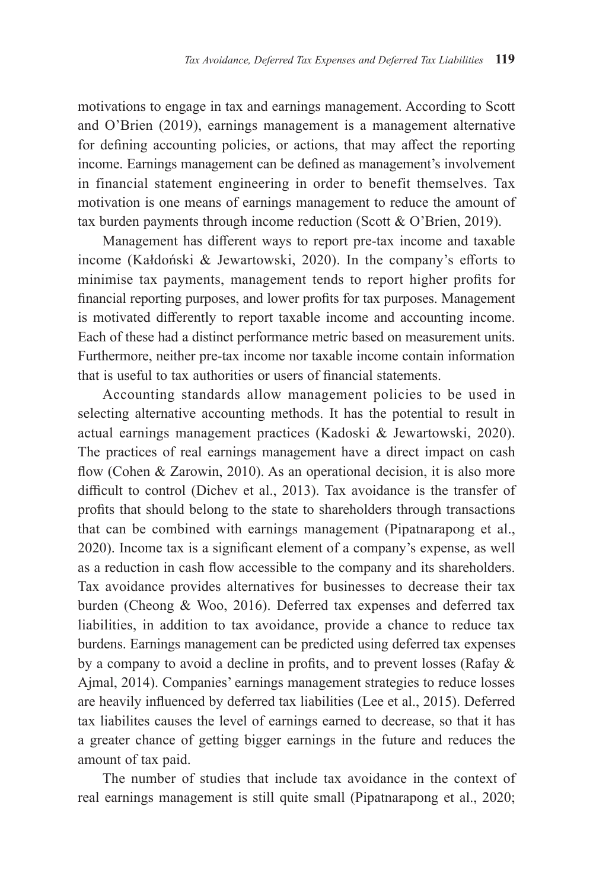motivations to engage in tax and earnings management. According to Scott and O'Brien (2019), earnings management is a management alternative for defining accounting policies, or actions, that may affect the reporting income. Earnings management can be defined as management's involvement in financial statement engineering in order to benefit themselves. Tax motivation is one means of earnings management to reduce the amount of tax burden payments through income reduction (Scott & O'Brien, 2019).

Management has different ways to report pre-tax income and taxable income (Kałdoński & Jewartowski, 2020). In the company's efforts to minimise tax payments, management tends to report higher profits for financial reporting purposes, and lower profits for tax purposes. Management is motivated differently to report taxable income and accounting income. Each of these had a distinct performance metric based on measurement units. Furthermore, neither pre-tax income nor taxable income contain information that is useful to tax authorities or users of financial statements.

Accounting standards allow management policies to be used in selecting alternative accounting methods. It has the potential to result in actual earnings management practices (Kadoski & Jewartowski, 2020). The practices of real earnings management have a direct impact on cash flow (Cohen & Zarowin, 2010). As an operational decision, it is also more difficult to control (Dichev et al., 2013). Tax avoidance is the transfer of profits that should belong to the state to shareholders through transactions that can be combined with earnings management (Pipatnarapong et al., 2020). Income tax is a significant element of a company's expense, as well as a reduction in cash flow accessible to the company and its shareholders. Tax avoidance provides alternatives for businesses to decrease their tax burden (Cheong & Woo, 2016). Deferred tax expenses and deferred tax liabilities, in addition to tax avoidance, provide a chance to reduce tax burdens. Earnings management can be predicted using deferred tax expenses by a company to avoid a decline in profits, and to prevent losses (Rafay & Ajmal, 2014). Companies' earnings management strategies to reduce losses are heavily influenced by deferred tax liabilities (Lee et al., 2015). Deferred tax liabilites causes the level of earnings earned to decrease, so that it has a greater chance of getting bigger earnings in the future and reduces the amount of tax paid.

The number of studies that include tax avoidance in the context of real earnings management is still quite small (Pipatnarapong et al., 2020;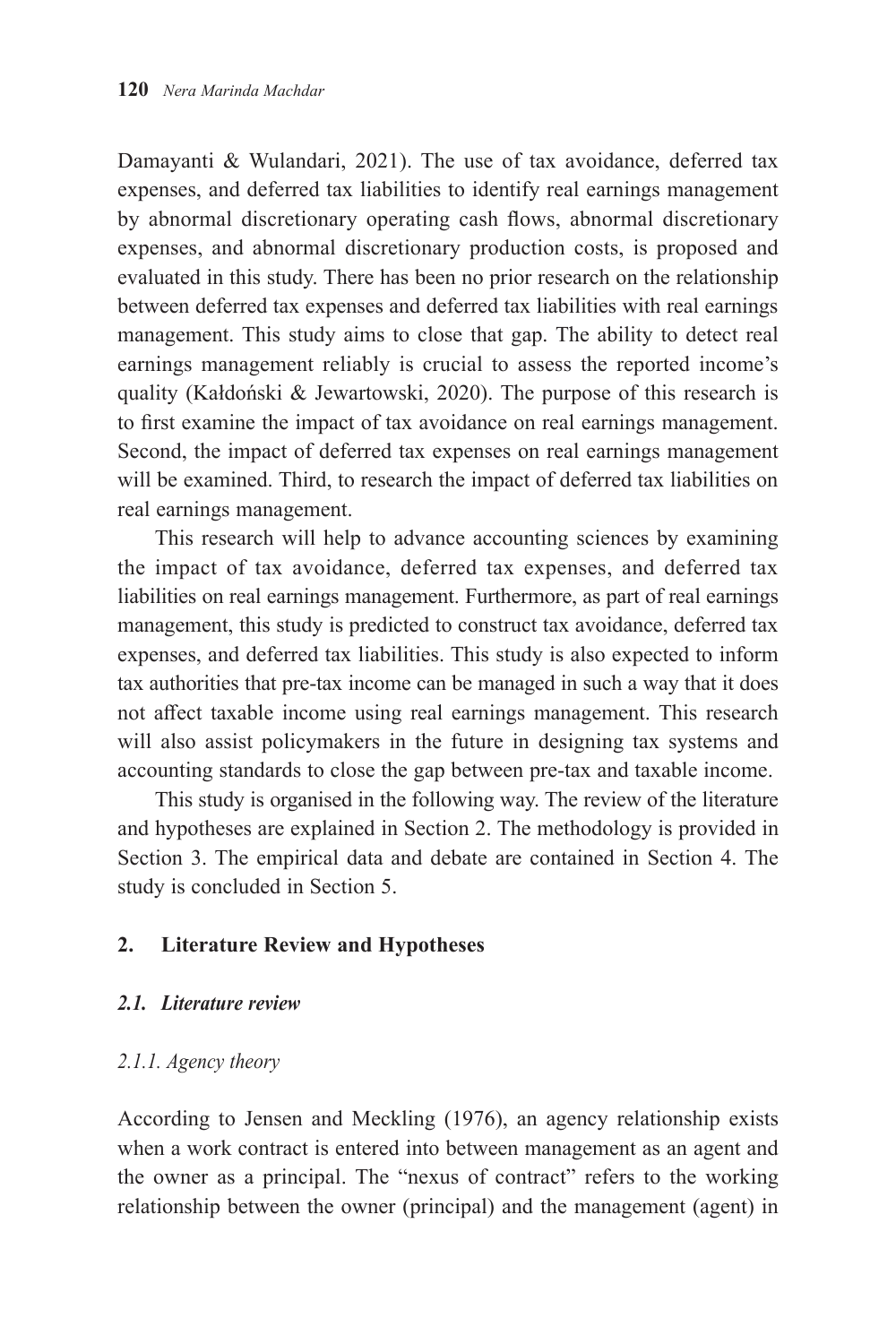Damayanti & Wulandari, 2021). The use of tax avoidance, deferred tax expenses, and deferred tax liabilities to identify real earnings management by abnormal discretionary operating cash flows, abnormal discretionary expenses, and abnormal discretionary production costs, is proposed and evaluated in this study. There has been no prior research on the relationship between deferred tax expenses and deferred tax liabilities with real earnings management. This study aims to close that gap. The ability to detect real earnings management reliably is crucial to assess the reported income's quality (Kałdoński & Jewartowski, 2020). The purpose of this research is to first examine the impact of tax avoidance on real earnings management. Second, the impact of deferred tax expenses on real earnings management will be examined. Third, to research the impact of deferred tax liabilities on real earnings management.

This research will help to advance accounting sciences by examining the impact of tax avoidance, deferred tax expenses, and deferred tax liabilities on real earnings management. Furthermore, as part of real earnings management, this study is predicted to construct tax avoidance, deferred tax expenses, and deferred tax liabilities. This study is also expected to inform tax authorities that pre-tax income can be managed in such a way that it does not affect taxable income using real earnings management. This research will also assist policymakers in the future in designing tax systems and accounting standards to close the gap between pre-tax and taxable income.

This study is organised in the following way. The review of the literature and hypotheses are explained in Section 2. The methodology is provided in Section 3. The empirical data and debate are contained in Section 4. The study is concluded in Section 5.

## 2. Literature Review and Hypotheses

### *2.1. Literature review*

#### *2.1.1. Agency theory*

According to Jensen and Meckling (1976), an agency relationship exists when a work contract is entered into between management as an agent and the owner as a principal. The "nexus of contract" refers to the working relationship between the owner (principal) and the management (agent) in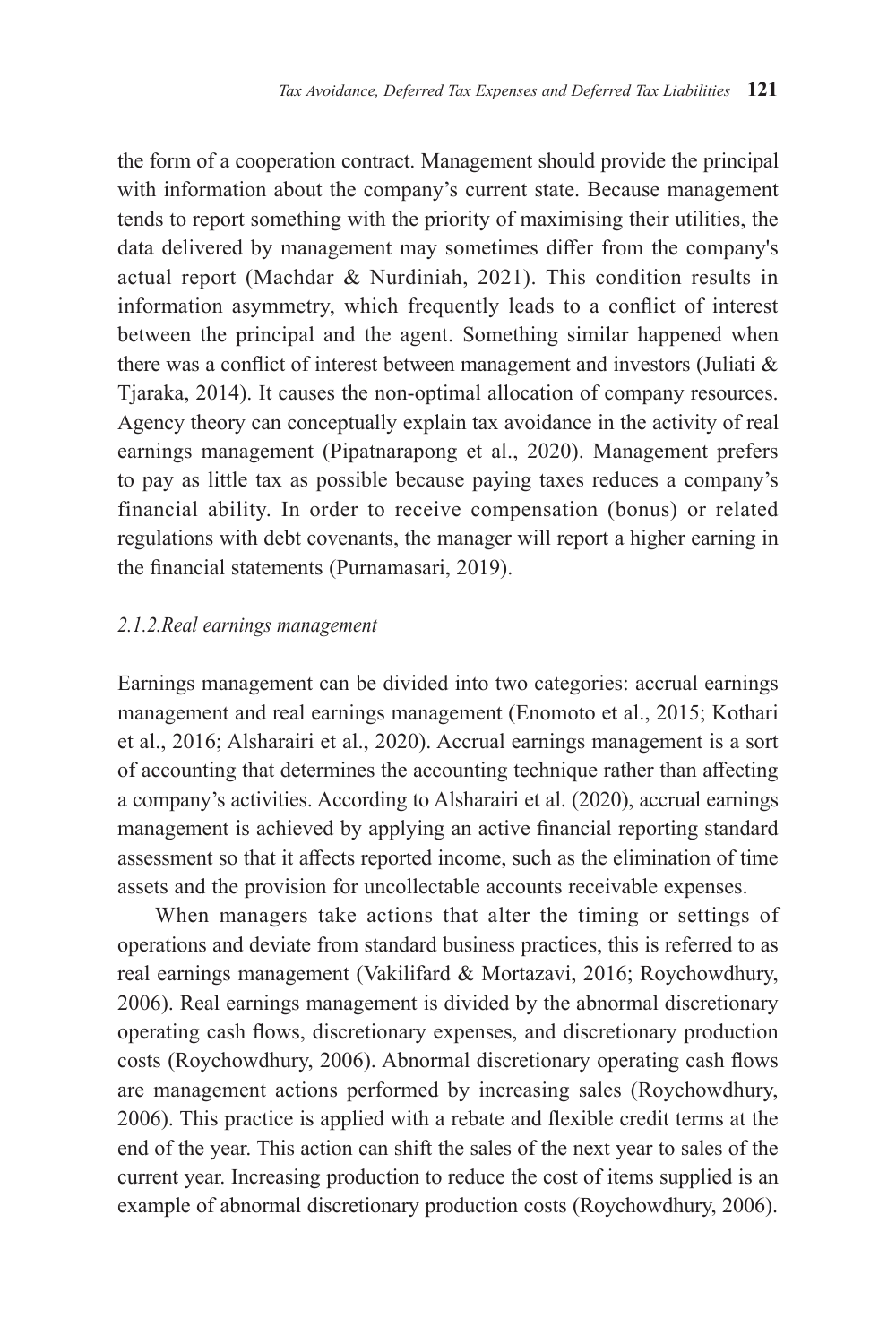the form of a cooperation contract. Management should provide the principal with information about the company's current state. Because management tends to report something with the priority of maximising their utilities, the data delivered by management may sometimes differ from the company's actual report (Machdar & Nurdiniah, 2021). This condition results in information asymmetry, which frequently leads to a conflict of interest between the principal and the agent. Something similar happened when there was a conflict of interest between management and investors (Juliati & Tjaraka, 2014). It causes the non-optimal allocation of company resources. Agency theory can conceptually explain tax avoidance in the activity of real earnings management (Pipatnarapong et al., 2020). Management prefers to pay as little tax as possible because paying taxes reduces a company's financial ability. In order to receive compensation (bonus) or related regulations with debt covenants, the manager will report a higher earning in the financial statements (Purnamasari, 2019).

### *2.1.2.Real earnings management*

Earnings management can be divided into two categories: accrual earnings management and real earnings management (Enomoto et al., 2015; Kothari et al., 2016; Alsharairi et al., 2020). Accrual earnings management is a sort of accounting that determines the accounting technique rather than affecting a company's activities. According to Alsharairi et al. (2020), accrual earnings management is achieved by applying an active financial reporting standard assessment so that it affects reported income, such as the elimination of time assets and the provision for uncollectable accounts receivable expenses.

When managers take actions that alter the timing or settings of operations and deviate from standard business practices, this is referred to as real earnings management (Vakilifard & Mortazavi, 2016; Roychowdhury, 2006). Real earnings management is divided by the abnormal discretionary operating cash flows, discretionary expenses, and discretionary production costs (Roychowdhury, 2006). Abnormal discretionary operating cash flows are management actions performed by increasing sales (Roychowdhury, 2006). This practice is applied with a rebate and flexible credit terms at the end of the year. This action can shift the sales of the next year to sales of the current year. Increasing production to reduce the cost of items supplied is an example of abnormal discretionary production costs (Roychowdhury, 2006).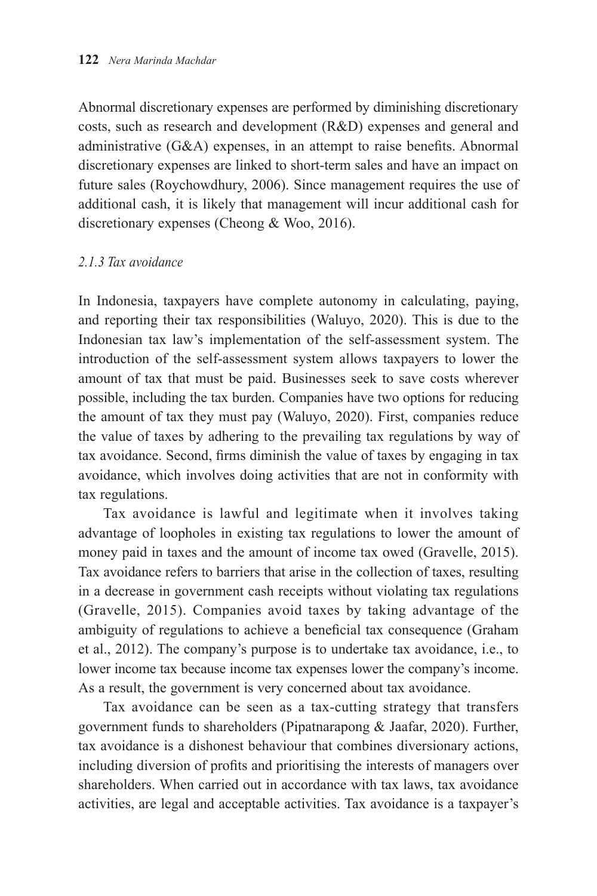Abnormal discretionary expenses are performed by diminishing discretionary costs, such as research and development (R&D) expenses and general and administrative (G&A) expenses, in an attempt to raise benefits. Abnormal discretionary expenses are linked to short-term sales and have an impact on future sales (Roychowdhury, 2006). Since management requires the use of additional cash, it is likely that management will incur additional cash for discretionary expenses (Cheong & Woo, 2016).

### *2.1.3 Tax avoidance*

In Indonesia, taxpayers have complete autonomy in calculating, paying, and reporting their tax responsibilities (Waluyo, 2020). This is due to the Indonesian tax law's implementation of the self-assessment system. The introduction of the self-assessment system allows taxpayers to lower the amount of tax that must be paid. Businesses seek to save costs wherever possible, including the tax burden. Companies have two options for reducing the amount of tax they must pay (Waluyo, 2020). First, companies reduce the value of taxes by adhering to the prevailing tax regulations by way of tax avoidance. Second, firms diminish the value of taxes by engaging in tax avoidance, which involves doing activities that are not in conformity with tax regulations.

Tax avoidance is lawful and legitimate when it involves taking advantage of loopholes in existing tax regulations to lower the amount of money paid in taxes and the amount of income tax owed (Gravelle, 2015). Tax avoidance refers to barriers that arise in the collection of taxes, resulting in a decrease in government cash receipts without violating tax regulations (Gravelle, 2015). Companies avoid taxes by taking advantage of the ambiguity of regulations to achieve a beneficial tax consequence (Graham et al., 2012). The company's purpose is to undertake tax avoidance, i.e., to lower income tax because income tax expenses lower the company's income. As a result, the government is very concerned about tax avoidance.

Tax avoidance can be seen as a tax-cutting strategy that transfers government funds to shareholders (Pipatnarapong & Jaafar, 2020). Further, tax avoidance is a dishonest behaviour that combines diversionary actions, including diversion of profits and prioritising the interests of managers over shareholders. When carried out in accordance with tax laws, tax avoidance activities, are legal and acceptable activities. Tax avoidance is a taxpayer's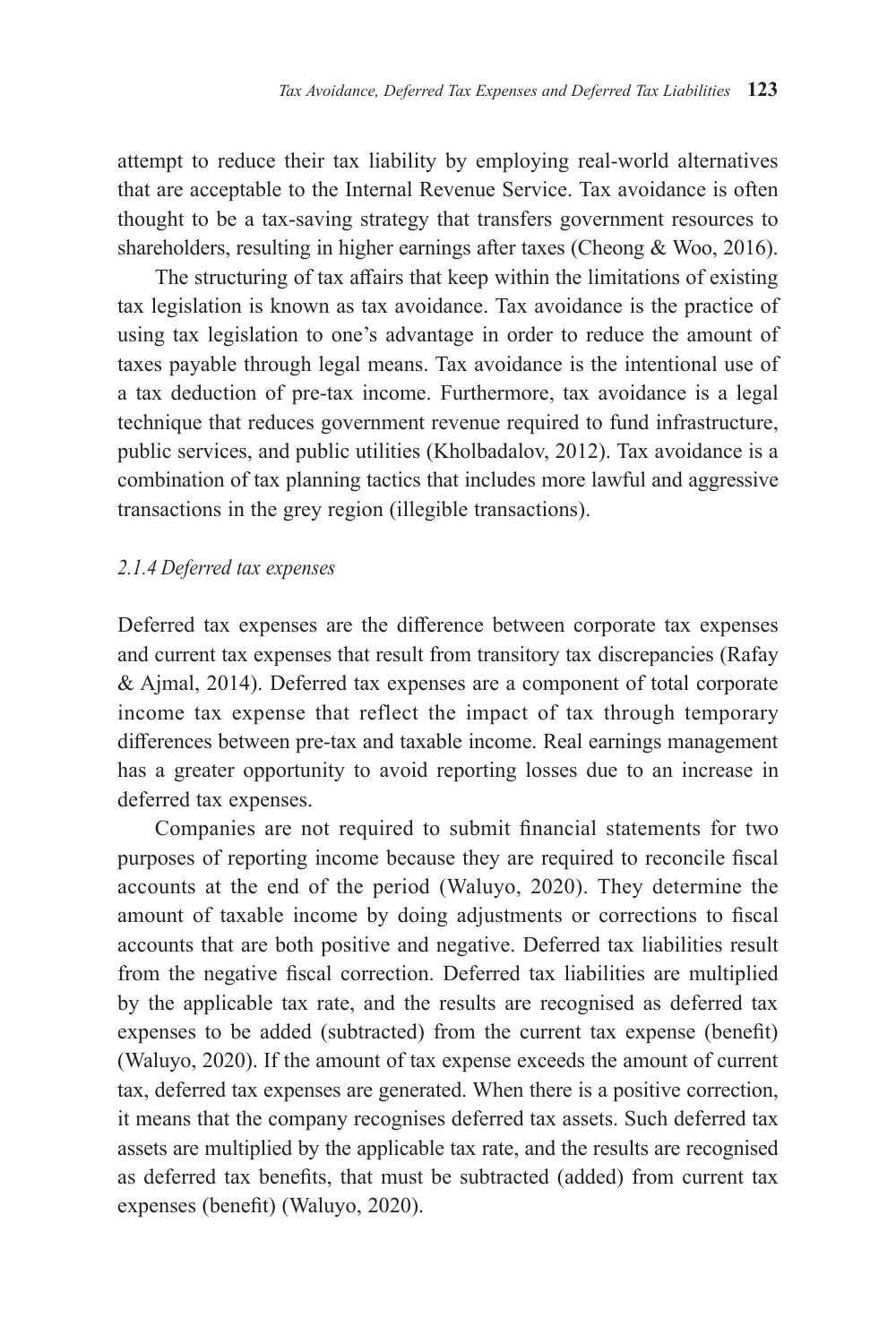attempt to reduce their tax liability by employing real-world alternatives that are acceptable to the Internal Revenue Service. Tax avoidance is often thought to be a tax-saving strategy that transfers government resources to shareholders, resulting in higher earnings after taxes (Cheong & Woo, 2016).

The structuring of tax affairs that keep within the limitations of existing tax legislation is known as tax avoidance. Tax avoidance is the practice of using tax legislation to one's advantage in order to reduce the amount of taxes payable through legal means. Tax avoidance is the intentional use of a tax deduction of pre-tax income. Furthermore, tax avoidance is a legal technique that reduces government revenue required to fund infrastructure, public services, and public utilities (Kholbadalov, 2012). Tax avoidance is a combination of tax planning tactics that includes more lawful and aggressive transactions in the grey region (illegible transactions).

### *2.1.4 Deferred tax expenses*

Deferred tax expenses are the difference between corporate tax expenses and current tax expenses that result from transitory tax discrepancies (Rafay & Ajmal, 2014). Deferred tax expenses are a component of total corporate income tax expense that reflect the impact of tax through temporary differences between pre-tax and taxable income. Real earnings management has a greater opportunity to avoid reporting losses due to an increase in deferred tax expenses.

Companies are not required to submit financial statements for two purposes of reporting income because they are required to reconcile fiscal accounts at the end of the period (Waluyo, 2020). They determine the amount of taxable income by doing adjustments or corrections to fiscal accounts that are both positive and negative. Deferred tax liabilities result from the negative fiscal correction. Deferred tax liabilities are multiplied by the applicable tax rate, and the results are recognised as deferred tax expenses to be added (subtracted) from the current tax expense (benefit) (Waluyo, 2020). If the amount of tax expense exceeds the amount of current tax, deferred tax expenses are generated. When there is a positive correction, it means that the company recognises deferred tax assets. Such deferred tax assets are multiplied by the applicable tax rate, and the results are recognised as deferred tax benefits, that must be subtracted (added) from current tax expenses (benefit) (Waluyo, 2020).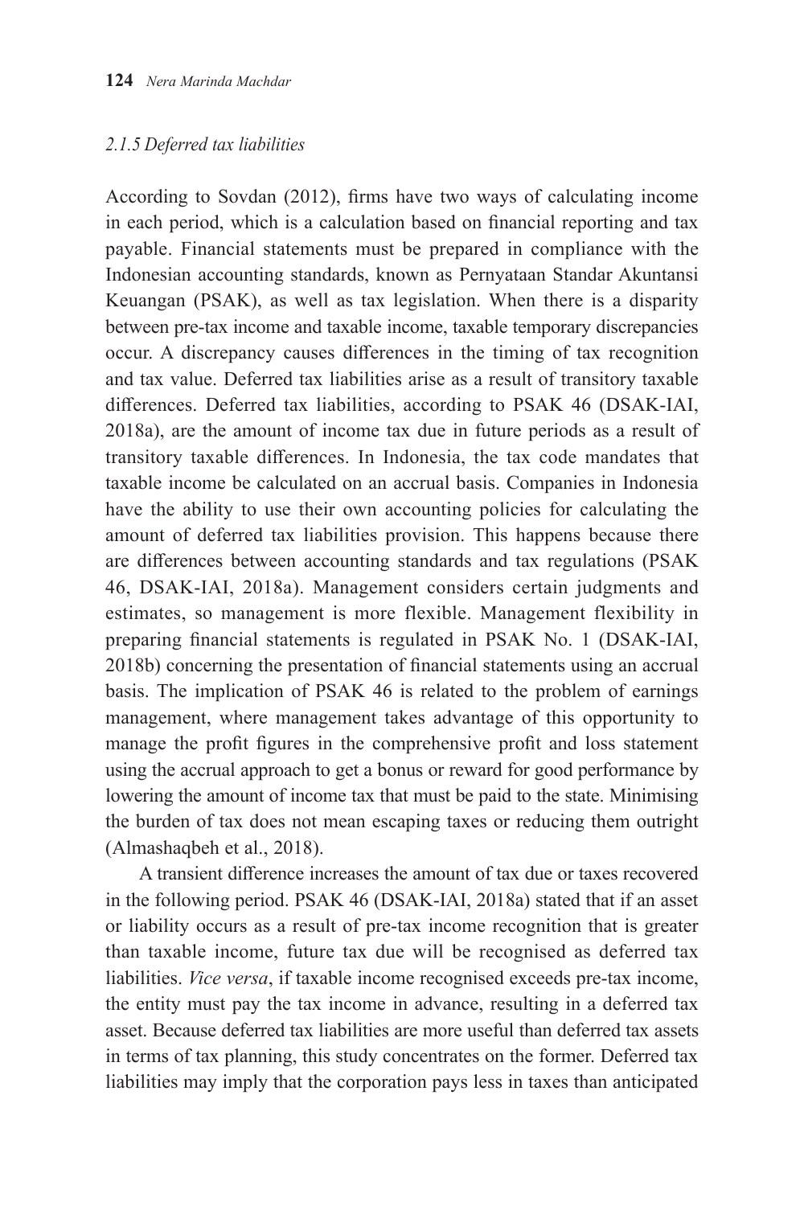*2.1.5 Deferred tax liabilities*

According to Sovdan (2012), firms have two ways of calculating income in each period, which is a calculation based on financial reporting and tax payable. Financial statements must be prepared in compliance with the Indonesian accounting standards, known as Pernyataan Standar Akuntansi Keuangan (PSAK), as well as tax legislation. When there is a disparity between pre-tax income and taxable income, taxable temporary discrepancies occur. A discrepancy causes differences in the timing of tax recognition and tax value. Deferred tax liabilities arise as a result of transitory taxable differences. Deferred tax liabilities, according to PSAK 46 (DSAK-IAI, 2018a), are the amount of income tax due in future periods as a result of transitory taxable differences. In Indonesia, the tax code mandates that taxable income be calculated on an accrual basis. Companies in Indonesia have the ability to use their own accounting policies for calculating the amount of deferred tax liabilities provision. This happens because there are differences between accounting standards and tax regulations (PSAK 46, DSAK-IAI, 2018a). Management considers certain judgments and estimates, so management is more flexible. Management flexibility in preparing financial statements is regulated in PSAK No. 1 (DSAK-IAI, 2018b) concerning the presentation of financial statements using an accrual basis. The implication of PSAK 46 is related to the problem of earnings management, where management takes advantage of this opportunity to manage the profit figures in the comprehensive profit and loss statement using the accrual approach to get a bonus or reward for good performance by lowering the amount of income tax that must be paid to the state. Minimising the burden of tax does not mean escaping taxes or reducing them outright (Almashaqbeh et al., 2018).

A transient difference increases the amount of tax due or taxes recovered in the following period. PSAK 46 (DSAK-IAI, 2018a) stated that if an asset or liability occurs as a result of pre-tax income recognition that is greater than taxable income, future tax due will be recognised as deferred tax liabilities. *Vice versa*, if taxable income recognised exceeds pre-tax income, the entity must pay the tax income in advance, resulting in a deferred tax asset. Because deferred tax liabilities are more useful than deferred tax assets in terms of tax planning, this study concentrates on the former. Deferred tax liabilities may imply that the corporation pays less in taxes than anticipated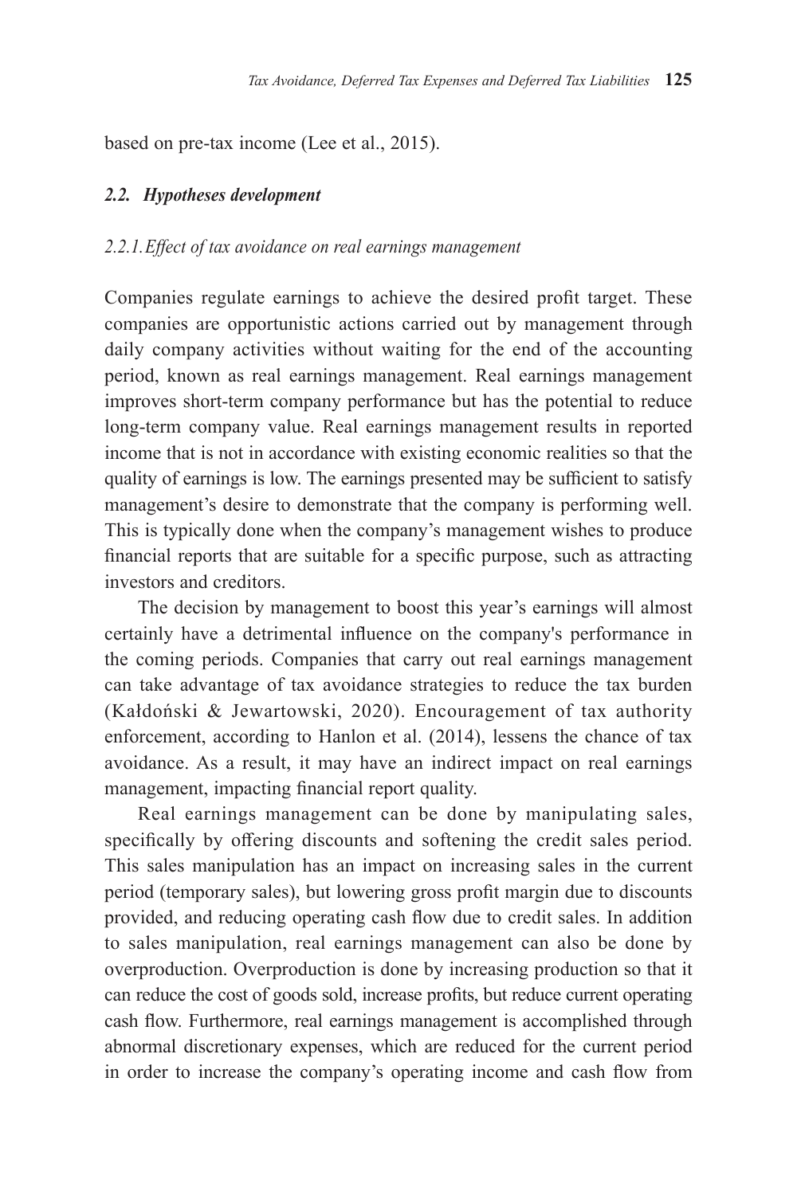based on pre-tax income (Lee et al., 2015).

### *2.2. Hypotheses development*

#### *2.2.1. Effect of tax avoidance on real earnings management*

Companies regulate earnings to achieve the desired profit target. These companies are opportunistic actions carried out by management through daily company activities without waiting for the end of the accounting period, known as real earnings management. Real earnings management improves short-term company performance but has the potential to reduce long-term company value. Real earnings management results in reported income that is not in accordance with existing economic realities so that the quality of earnings is low. The earnings presented may be sufficient to satisfy management's desire to demonstrate that the company is performing well. This is typically done when the company's management wishes to produce financial reports that are suitable for a specific purpose, such as attracting investors and creditors.

The decision by management to boost this year's earnings will almost certainly have a detrimental influence on the company's performance in the coming periods. Companies that carry out real earnings management can take advantage of tax avoidance strategies to reduce the tax burden (Kałdoński & Jewartowski, 2020). Encouragement of tax authority enforcement, according to Hanlon et al. (2014), lessens the chance of tax avoidance. As a result, it may have an indirect impact on real earnings management, impacting financial report quality.

Real earnings management can be done by manipulating sales, specifically by offering discounts and softening the credit sales period. This sales manipulation has an impact on increasing sales in the current period (temporary sales), but lowering gross profit margin due to discounts provided, and reducing operating cash flow due to credit sales. In addition to sales manipulation, real earnings management can also be done by overproduction. Overproduction is done by increasing production so that it can reduce the cost of goods sold, increase profits, but reduce current operating cash flow. Furthermore, real earnings management is accomplished through abnormal discretionary expenses, which are reduced for the current period in order to increase the company's operating income and cash flow from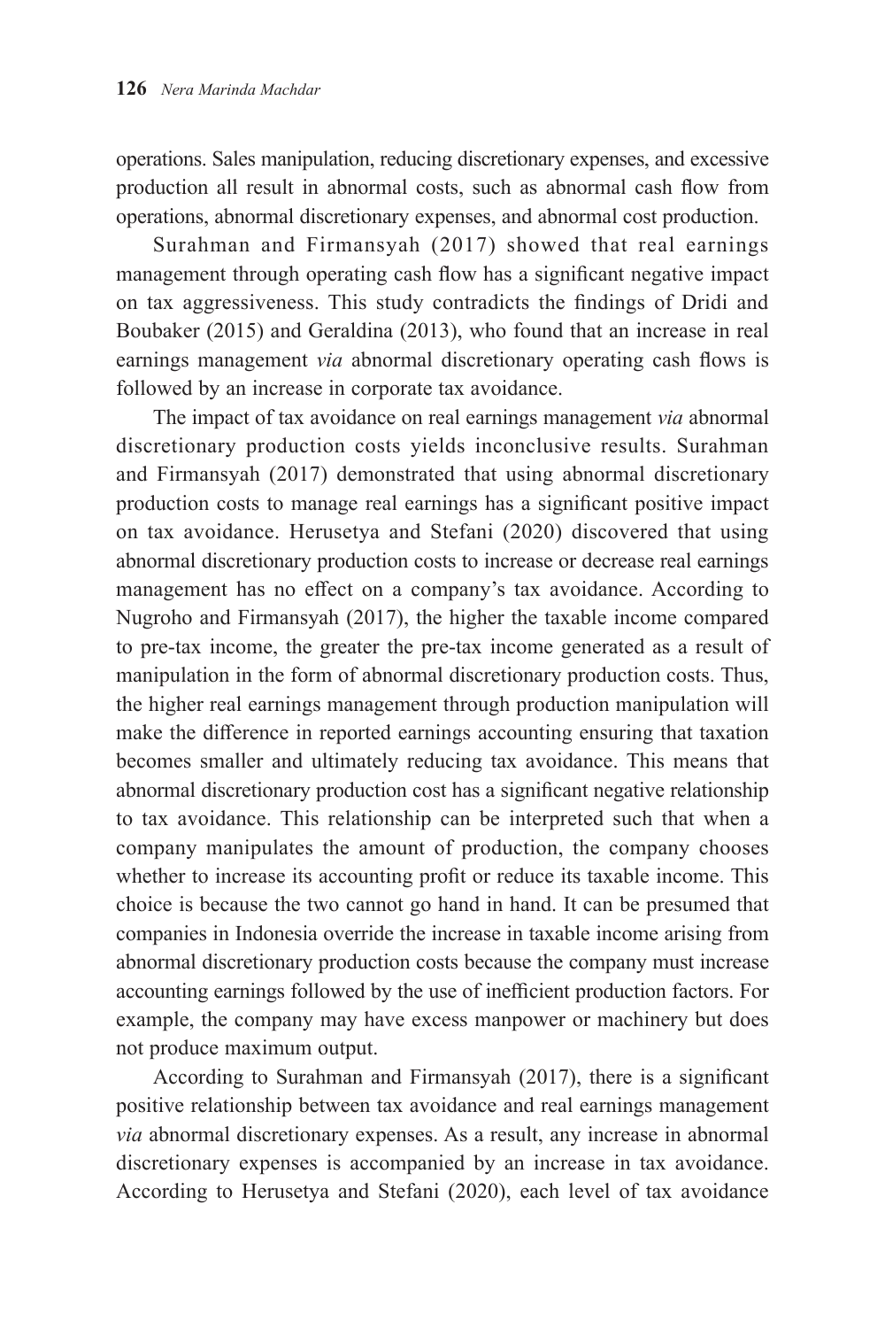operations. Sales manipulation, reducing discretionary expenses, and excessive production all result in abnormal costs, such as abnormal cash flow from operations, abnormal discretionary expenses, and abnormal cost production.

Surahman and Firmansyah (2017) showed that real earnings management through operating cash flow has a significant negative impact on tax aggressiveness. This study contradicts the findings of Dridi and Boubaker (2015) and Geraldina (2013), who found that an increase in real earnings management *via* abnormal discretionary operating cash flows is followed by an increase in corporate tax avoidance.

The impact of tax avoidance on real earnings management *via* abnormal discretionary production costs yields inconclusive results. Surahman and Firmansyah (2017) demonstrated that using abnormal discretionary production costs to manage real earnings has a significant positive impact on tax avoidance. Herusetya and Stefani (2020) discovered that using abnormal discretionary production costs to increase or decrease real earnings management has no effect on a company's tax avoidance. According to Nugroho and Firmansyah (2017), the higher the taxable income compared to pre-tax income, the greater the pre-tax income generated as a result of manipulation in the form of abnormal discretionary production costs. Thus, the higher real earnings management through production manipulation will make the difference in reported earnings accounting ensuring that taxation becomes smaller and ultimately reducing tax avoidance. This means that abnormal discretionary production cost has a significant negative relationship to tax avoidance. This relationship can be interpreted such that when a company manipulates the amount of production, the company chooses whether to increase its accounting profit or reduce its taxable income. This choice is because the two cannot go hand in hand. It can be presumed that companies in Indonesia override the increase in taxable income arising from abnormal discretionary production costs because the company must increase accounting earnings followed by the use of inefficient production factors. For example, the company may have excess manpower or machinery but does not produce maximum output.

According to Surahman and Firmansyah (2017), there is a significant positive relationship between tax avoidance and real earnings management *via* abnormal discretionary expenses. As a result, any increase in abnormal discretionary expenses is accompanied by an increase in tax avoidance. According to Herusetya and Stefani (2020), each level of tax avoidance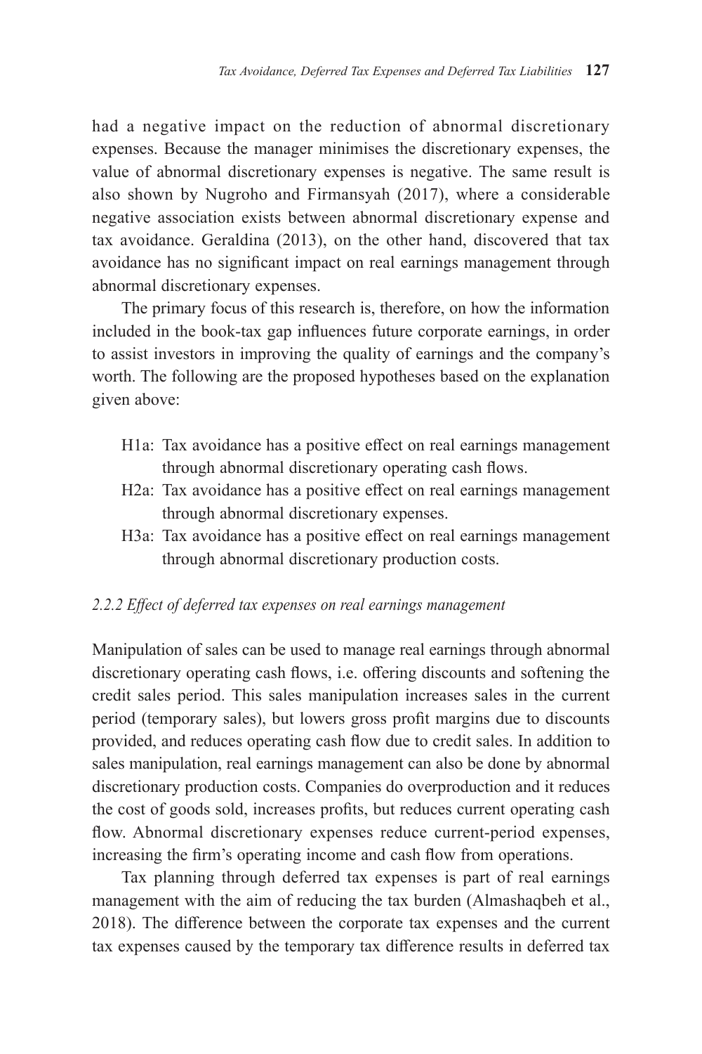had a negative impact on the reduction of abnormal discretionary expenses. Because the manager minimises the discretionary expenses, the value of abnormal discretionary expenses is negative. The same result is also shown by Nugroho and Firmansyah (2017), where a considerable negative association exists between abnormal discretionary expense and tax avoidance. Geraldina (2013), on the other hand, discovered that tax avoidance has no significant impact on real earnings management through abnormal discretionary expenses.

The primary focus of this research is, therefore, on how the information included in the book-tax gap influences future corporate earnings, in order to assist investors in improving the quality of earnings and the company's worth. The following are the proposed hypotheses based on the explanation given above:

- H1a: Tax avoidance has a positive effect on real earnings management through abnormal discretionary operating cash flows.
- H2a: Tax avoidance has a positive effect on real earnings management through abnormal discretionary expenses.
- H3a: Tax avoidance has a positive effect on real earnings management through abnormal discretionary production costs.

### *2.2.2 Effect of deferred tax expenses on real earnings management*

Manipulation of sales can be used to manage real earnings through abnormal discretionary operating cash flows, i.e. offering discounts and softening the credit sales period. This sales manipulation increases sales in the current period (temporary sales), but lowers gross profit margins due to discounts provided, and reduces operating cash flow due to credit sales. In addition to sales manipulation, real earnings management can also be done by abnormal discretionary production costs. Companies do overproduction and it reduces the cost of goods sold, increases profits, but reduces current operating cash flow. Abnormal discretionary expenses reduce current-period expenses, increasing the firm's operating income and cash flow from operations.

Tax planning through deferred tax expenses is part of real earnings management with the aim of reducing the tax burden (Almashaqbeh et al., 2018). The difference between the corporate tax expenses and the current tax expenses caused by the temporary tax difference results in deferred tax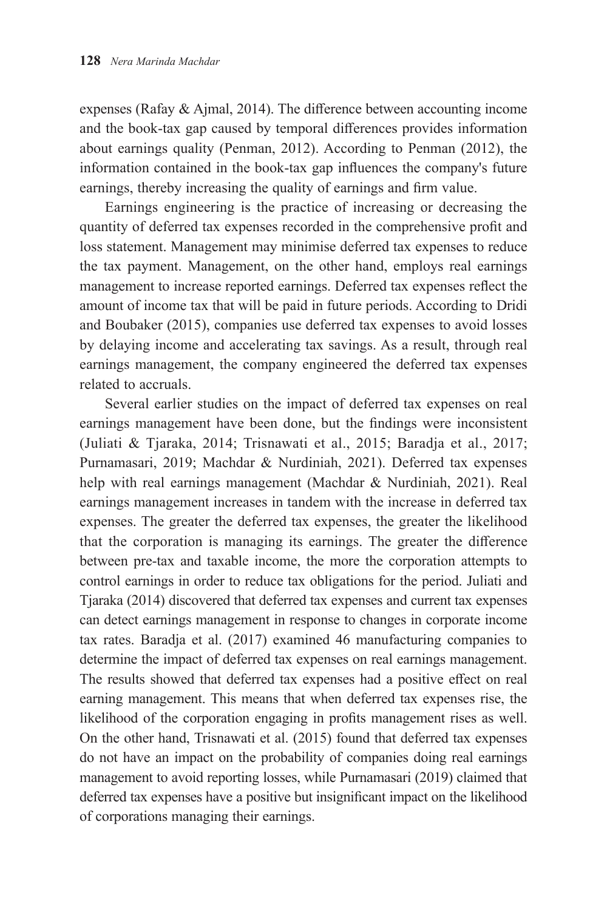expenses (Rafay & Ajmal, 2014). The difference between accounting income and the book-tax gap caused by temporal differences provides information about earnings quality (Penman, 2012). According to Penman (2012), the information contained in the book-tax gap influences the company's future earnings, thereby increasing the quality of earnings and firm value.

Earnings engineering is the practice of increasing or decreasing the quantity of deferred tax expenses recorded in the comprehensive profit and loss statement. Management may minimise deferred tax expenses to reduce the tax payment. Management, on the other hand, employs real earnings management to increase reported earnings. Deferred tax expenses reflect the amount of income tax that will be paid in future periods. According to Dridi and Boubaker (2015), companies use deferred tax expenses to avoid losses by delaying income and accelerating tax savings. As a result, through real earnings management, the company engineered the deferred tax expenses related to accruals.

Several earlier studies on the impact of deferred tax expenses on real earnings management have been done, but the findings were inconsistent (Juliati & Tjaraka, 2014; Trisnawati et al., 2015; Baradja et al., 2017; Purnamasari, 2019; Machdar & Nurdiniah, 2021). Deferred tax expenses help with real earnings management (Machdar & Nurdiniah, 2021). Real earnings management increases in tandem with the increase in deferred tax expenses. The greater the deferred tax expenses, the greater the likelihood that the corporation is managing its earnings. The greater the difference between pre-tax and taxable income, the more the corporation attempts to control earnings in order to reduce tax obligations for the period. Juliati and Tjaraka (2014) discovered that deferred tax expenses and current tax expenses can detect earnings management in response to changes in corporate income tax rates. Baradja et al. (2017) examined 46 manufacturing companies to determine the impact of deferred tax expenses on real earnings management. The results showed that deferred tax expenses had a positive effect on real earning management. This means that when deferred tax expenses rise, the likelihood of the corporation engaging in profits management rises as well. On the other hand, Trisnawati et al. (2015) found that deferred tax expenses do not have an impact on the probability of companies doing real earnings management to avoid reporting losses, while Purnamasari (2019) claimed that deferred tax expenses have a positive but insignificant impact on the likelihood of corporations managing their earnings.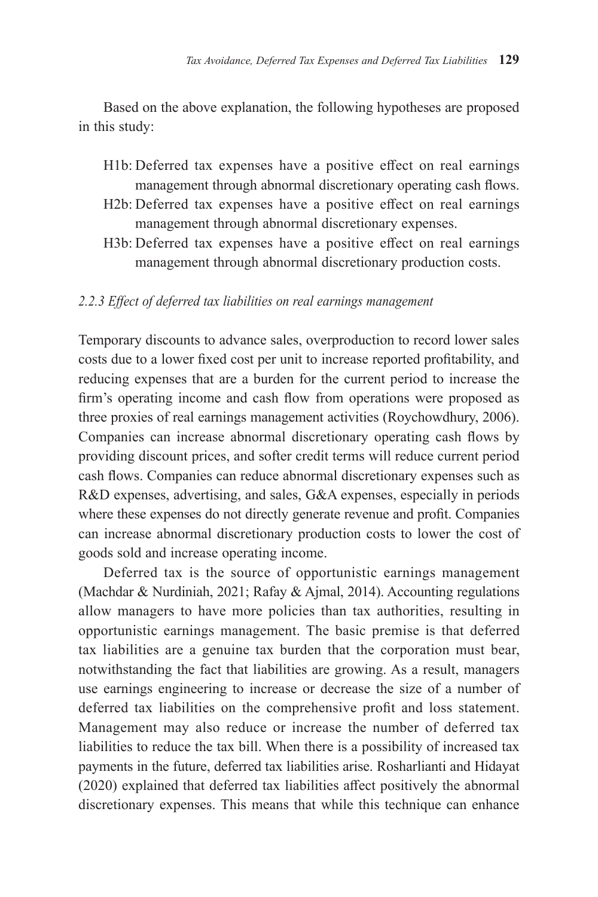Based on the above explanation, the following hypotheses are proposed in this study:

- H1b: Deferred tax expenses have a positive effect on real earnings management through abnormal discretionary operating cash flows.
- H2b: Deferred tax expenses have a positive effect on real earnings management through abnormal discretionary expenses.
- H3b: Deferred tax expenses have a positive effect on real earnings management through abnormal discretionary production costs.

### *2.2.3 Effect of deferred tax liabilities on real earnings management*

Temporary discounts to advance sales, overproduction to record lower sales costs due to a lower fixed cost per unit to increase reported profitability, and reducing expenses that are a burden for the current period to increase the firm's operating income and cash flow from operations were proposed as three proxies of real earnings management activities (Roychowdhury, 2006). Companies can increase abnormal discretionary operating cash flows by providing discount prices, and softer credit terms will reduce current period cash flows. Companies can reduce abnormal discretionary expenses such as R&D expenses, advertising, and sales, G&A expenses, especially in periods where these expenses do not directly generate revenue and profit. Companies can increase abnormal discretionary production costs to lower the cost of goods sold and increase operating income.

Deferred tax is the source of opportunistic earnings management (Machdar & Nurdiniah, 2021; Rafay & Ajmal, 2014). Accounting regulations allow managers to have more policies than tax authorities, resulting in opportunistic earnings management. The basic premise is that deferred tax liabilities are a genuine tax burden that the corporation must bear, notwithstanding the fact that liabilities are growing. As a result, managers use earnings engineering to increase or decrease the size of a number of deferred tax liabilities on the comprehensive profit and loss statement. Management may also reduce or increase the number of deferred tax liabilities to reduce the tax bill. When there is a possibility of increased tax payments in the future, deferred tax liabilities arise. Rosharlianti and Hidayat (2020) explained that deferred tax liabilities affect positively the abnormal discretionary expenses. This means that while this technique can enhance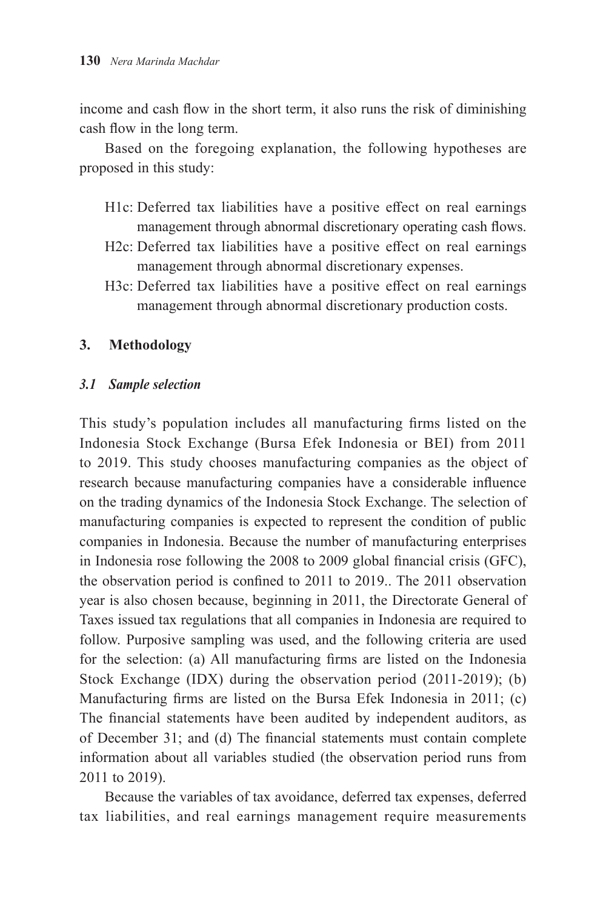income and cash flow in the short term, it also runs the risk of diminishing cash flow in the long term.

Based on the foregoing explanation, the following hypotheses are proposed in this study:

- H1c: Deferred tax liabilities have a positive effect on real earnings management through abnormal discretionary operating cash flows.
- H2c: Deferred tax liabilities have a positive effect on real earnings management through abnormal discretionary expenses.
- H3c: Deferred tax liabilities have a positive effect on real earnings management through abnormal discretionary production costs.

## 3. Methodology

### *3.1 Sample selection*

This study's population includes all manufacturing firms listed on the Indonesia Stock Exchange (Bursa Efek Indonesia or BEI) from 2011 to 2019. This study chooses manufacturing companies as the object of research because manufacturing companies have a considerable influence on the trading dynamics of the Indonesia Stock Exchange. The selection of manufacturing companies is expected to represent the condition of public companies in Indonesia. Because the number of manufacturing enterprises in Indonesia rose following the 2008 to 2009 global financial crisis (GFC), the observation period is confined to 2011 to 2019.. The 2011 observation year is also chosen because, beginning in 2011, the Directorate General of Taxes issued tax regulations that all companies in Indonesia are required to follow. Purposive sampling was used, and the following criteria are used for the selection: (a) All manufacturing firms are listed on the Indonesia Stock Exchange (IDX) during the observation period (2011-2019); (b) Manufacturing firms are listed on the Bursa Efek Indonesia in 2011; (c) The financial statements have been audited by independent auditors, as of December 31; and (d) The financial statements must contain complete information about all variables studied (the observation period runs from 2011 to 2019).

Because the variables of tax avoidance, deferred tax expenses, deferred tax liabilities, and real earnings management require measurements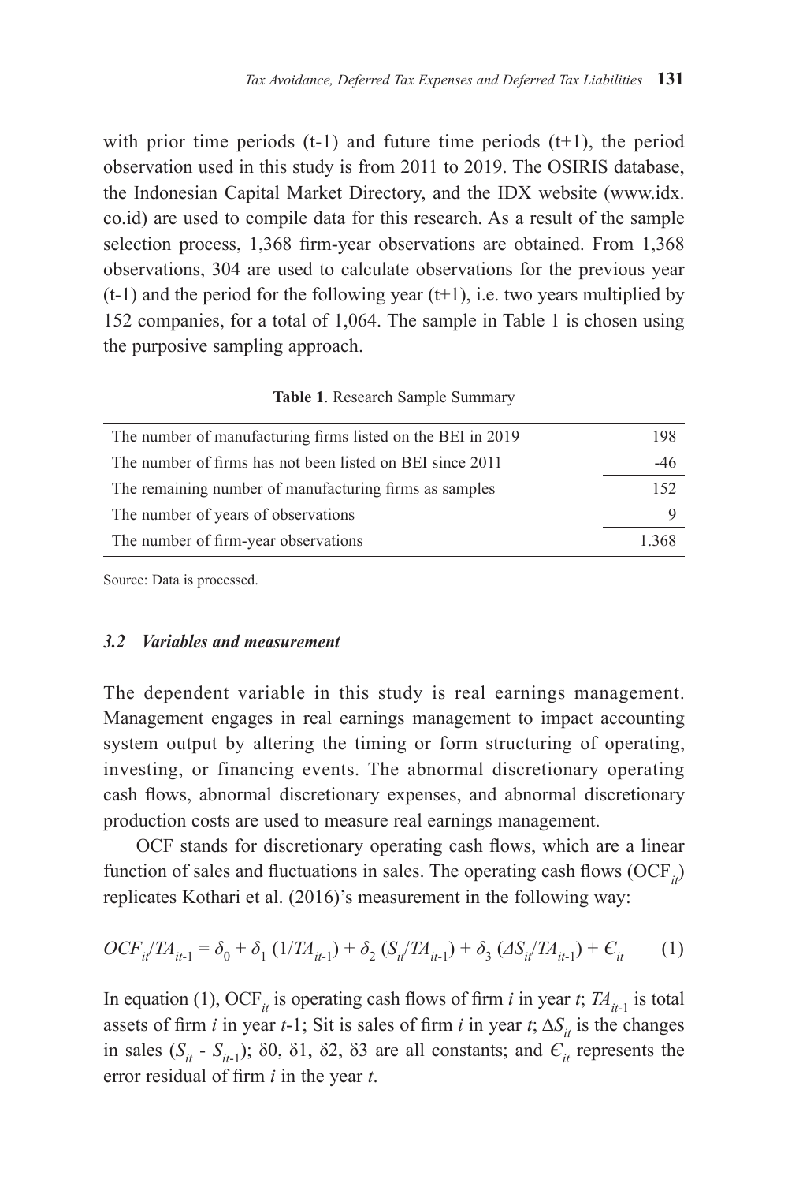with prior time periods (t-1) and future time periods (t+1), the period observation used in this study is from 2011 to 2019. The OSIRIS database, the Indonesian Capital Market Directory, and the IDX website (www.idx.co.id) are used to compile data for this research. As a result of the sample selection process, 1,368 firm-year observations are obtained. From 1,368 observations, 304 are used to calculate observations for the previous year (t-1) and the period for the following year (t+1), i.e. two years multiplied by 152 companies, for a total of 1,064. The sample in Table 1 is chosen using the purposive sampling approach.

**Table 1**. Research Sample Summary

| | |
|---|---|
| The number of manufacturing firms listed on the BEI in 2019 | 198 |
| The number of firms has not been listed on BEI since 2011 | -46 |
| The remaining number of manufacturing firms as samples | 152 |
| The number of years of observations | 9 |
| The number of firm-year observations | 1.368 |

Source: Data is processed.

### *3.2 Variables and measurement*

The dependent variable in this study is real earnings management. Management engages in real earnings management to impact accounting system output by altering the timing or form structuring of operating, investing, or financing events. The abnormal discretionary operating cash flows, abnormal discretionary expenses, and abnormal discretionary production costs are used to measure real earnings management.

OCF stands for discretionary operating cash flows, which are a linear function of sales and fluctuations in sales. The operating cash flows ($OCF_{it}$) replicates Kothari et al. (2016)'s measurement in the following way:

$$OCF_{it}/TA_{it\text{-}1} = \delta_0 + \delta_1\,(1/TA_{it\text{-}1}) + \delta_2\,(S_{it}/TA_{it\text{-}1}) + \delta_3\,(\Delta S_{it}/TA_{it\text{-}1}) + \epsilon_{it} \qquad (1)$$

In equation (1), $OCF_{it}$ is operating cash flows of firm *i* in year *t*; $TA_{it\text{-}1}$ is total assets of firm *i* in year *t*-1; Sit is sales of firm *i* in year *t*; $\Delta S_{it}$ is the changes in sales ($S_{it}$ - $S_{it\text{-}1}$); δ0, δ1, δ2, δ3 are all constants; and $\epsilon_{it}$ represents the error residual of firm *i* in the year *t*.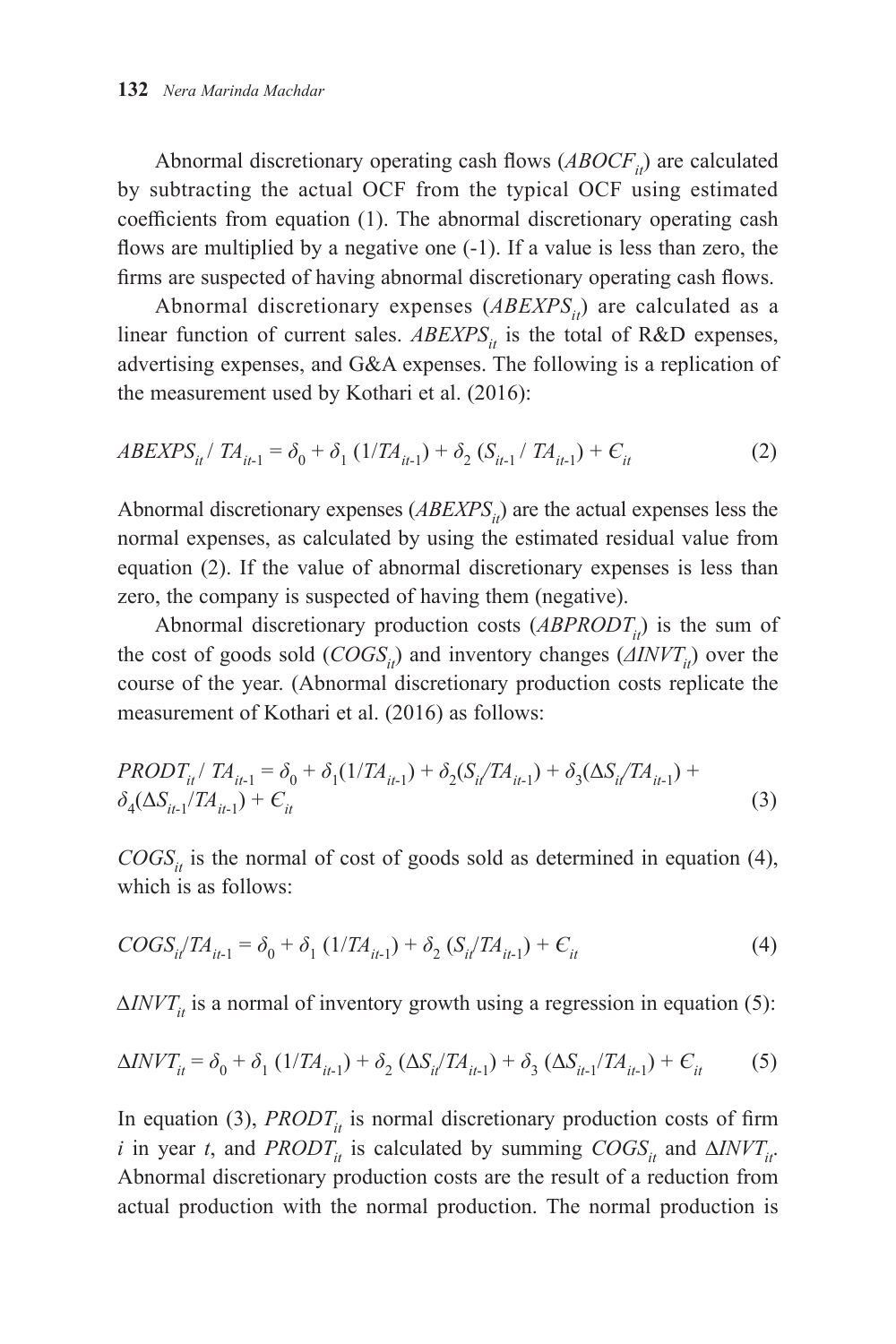Abnormal discretionary operating cash flows ($ABOCF_{it}$) are calculated by subtracting the actual OCF from the typical OCF using estimated coefficients from equation (1). The abnormal discretionary operating cash flows are multiplied by a negative one (-1). If a value is less than zero, the firms are suspected of having abnormal discretionary operating cash flows.

Abnormal discretionary expenses ($ABEXPS_{it}$) are calculated as a linear function of current sales. $ABEXPS_{it}$ is the total of R&D expenses, advertising expenses, and G&A expenses. The following is a replication of the measurement used by Kothari et al. (2016):

$$ABEXPS_{it} / TA_{it\text{-}1} = \delta_0 + \delta_1 (1/TA_{it\text{-}1}) + \delta_2 (S_{it\text{-}1} / TA_{it\text{-}1}) + \epsilon_{it} \tag{2}$$

Abnormal discretionary expenses ($ABEXPS_{it}$) are the actual expenses less the normal expenses, as calculated by using the estimated residual value from equation (2). If the value of abnormal discretionary expenses is less than zero, the company is suspected of having them (negative).

Abnormal discretionary production costs ($ABPRODT_{it}$) is the sum of the cost of goods sold ($COGS_{it}$) and inventory changes ($\Delta INVT_{it}$) over the course of the year. (Abnormal discretionary production costs replicate the measurement of Kothari et al. (2016) as follows:

$$PRODT_{it} / TA_{it\text{-}1} = \delta_0 + \delta_1(1/TA_{it\text{-}1}) + \delta_2(S_{it}/TA_{it\text{-}1}) + \delta_3(\Delta S_{it}/TA_{it\text{-}1}) + \delta_4(\Delta S_{it\text{-}1}/TA_{it\text{-}1}) + \epsilon_{it} \tag{3}$$

$COGS_{it}$ is the normal of cost of goods sold as determined in equation (4), which is as follows:

$$COGS_{it}/TA_{it\text{-}1} = \delta_0 + \delta_1 (1/TA_{it\text{-}1}) + \delta_2 (S_{it}/TA_{it\text{-}1}) + \epsilon_{it} \tag{4}$$

$\Delta INVT_{it}$ is a normal of inventory growth using a regression in equation (5):

$$\Delta INVT_{it} = \delta_0 + \delta_1 (1/TA_{it\text{-}1}) + \delta_2 (\Delta S_{it}/TA_{it\text{-}1}) + \delta_3 (\Delta S_{it\text{-}1}/TA_{it\text{-}1}) + \epsilon_{it} \tag{5}$$

In equation (3), $PRODT_{it}$ is normal discretionary production costs of firm $i$ in year $t$, and $PRODT_{it}$ is calculated by summing $COGS_{it}$ and $\Delta INVT_{it}$. Abnormal discretionary production costs are the result of a reduction from actual production with the normal production. The normal production is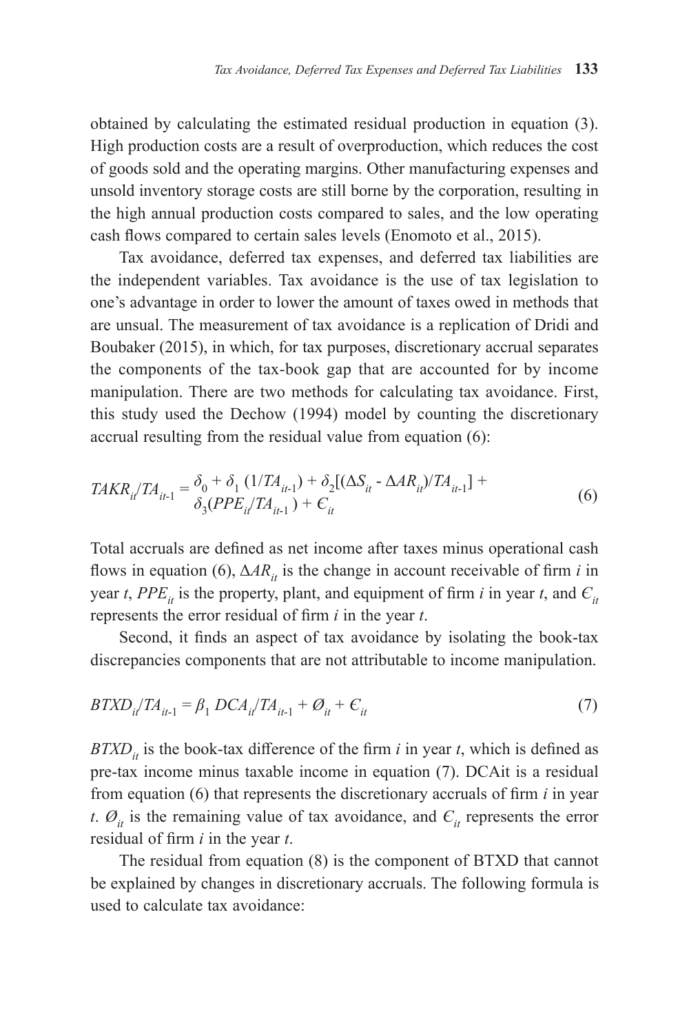obtained by calculating the estimated residual production in equation (3). High production costs are a result of overproduction, which reduces the cost of goods sold and the operating margins. Other manufacturing expenses and unsold inventory storage costs are still borne by the corporation, resulting in the high annual production costs compared to sales, and the low operating cash flows compared to certain sales levels (Enomoto et al., 2015).

Tax avoidance, deferred tax expenses, and deferred tax liabilities are the independent variables. Tax avoidance is the use of tax legislation to one's advantage in order to lower the amount of taxes owed in methods that are unusual. The measurement of tax avoidance is a replication of Dridi and Boubaker (2015), in which, for tax purposes, discretionary accrual separates the components of the tax-book gap that are accounted for by income manipulation. There are two methods for calculating tax avoidance. First, this study used the Dechow (1994) model by counting the discretionary accrual resulting from the residual value from equation (6):

$$TAKR_{it}/TA_{it-1} = \delta_0 + \delta_1 (1/TA_{it-1}) + \delta_2[(\Delta S_{it} - \Delta AR_{it})/TA_{it-1}] + \delta_3(PPE_{it}/TA_{it-1}) + \epsilon_{it} \tag{6}$$

Total accruals are defined as net income after taxes minus operational cash flows in equation (6), $\Delta AR_{it}$ is the change in account receivable of firm *i* in year *t*, $PPE_{it}$ is the property, plant, and equipment of firm *i* in year *t*, and $\epsilon_{it}$ represents the error residual of firm *i* in the year *t*.

Second, it finds an aspect of tax avoidance by isolating the book-tax discrepancies components that are not attributable to income manipulation.

$$BTXD_{it}/TA_{it-1} = \beta_1 DCA_{it}/TA_{it-1} + \varnothing_{it} + \epsilon_{it} \tag{7}$$

$BTXD_{it}$ is the book-tax difference of the firm *i* in year *t*, which is defined as pre-tax income minus taxable income in equation (7). DCAit is a residual from equation (6) that represents the discretionary accruals of firm *i* in year *t*. $\varnothing_{it}$ is the remaining value of tax avoidance, and $\epsilon_{it}$ represents the error residual of firm *i* in the year *t*.

The residual from equation (8) is the component of BTXD that cannot be explained by changes in discretionary accruals. The following formula is used to calculate tax avoidance: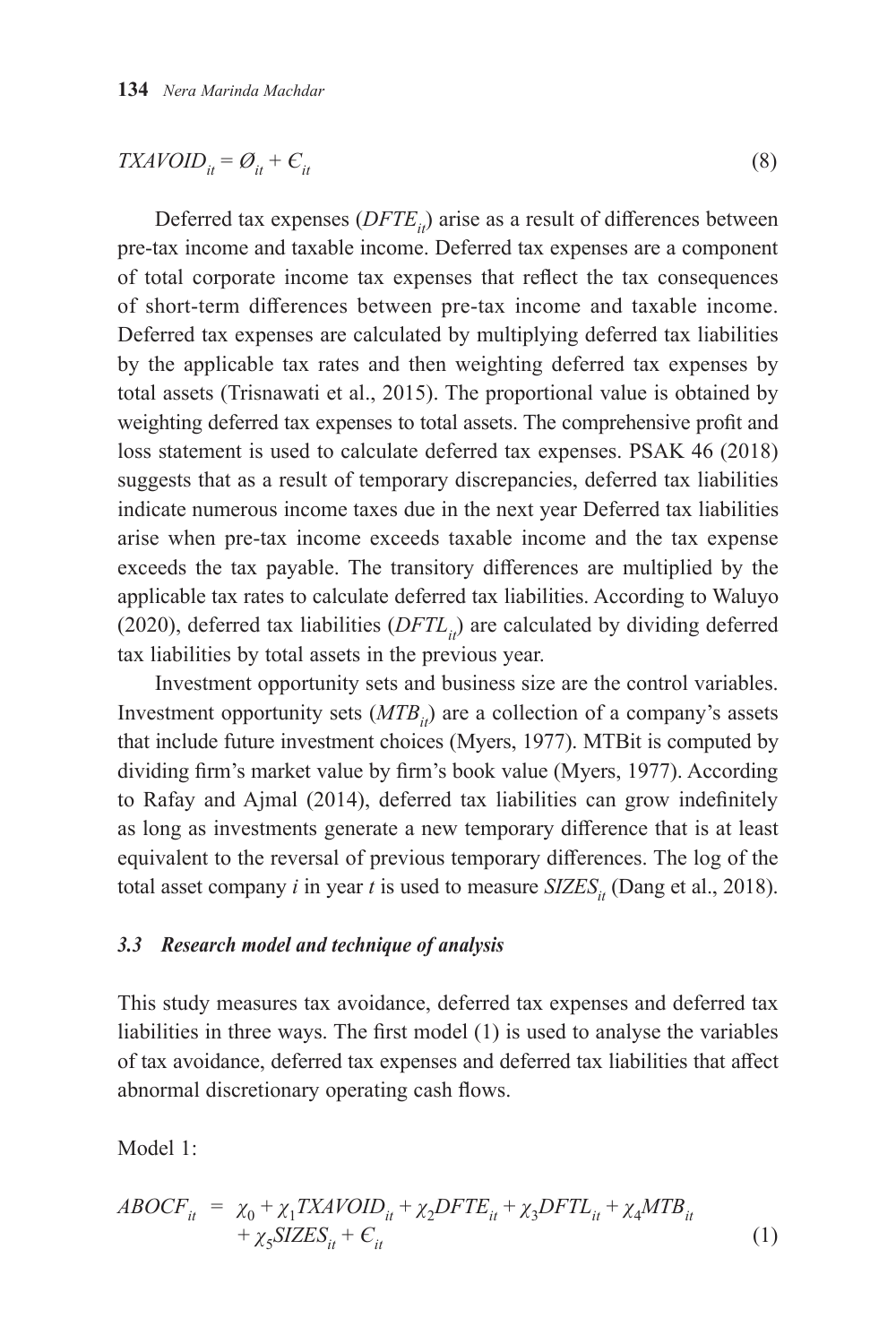$$TXAVOID_{it} = Ø_{it} + Є_{it} \tag{8}$$

Deferred tax expenses ($DFTE_{it}$) arise as a result of differences between pre-tax income and taxable income. Deferred tax expenses are a component of total corporate income tax expenses that reflect the tax consequences of short-term differences between pre-tax income and taxable income. Deferred tax expenses are calculated by multiplying deferred tax liabilities by the applicable tax rates and then weighting deferred tax expenses by total assets (Trisnawati et al., 2015). The proportional value is obtained by weighting deferred tax expenses to total assets. The comprehensive profit and loss statement is used to calculate deferred tax expenses. PSAK 46 (2018) suggests that as a result of temporary discrepancies, deferred tax liabilities indicate numerous income taxes due in the next year Deferred tax liabilities arise when pre-tax income exceeds taxable income and the tax expense exceeds the tax payable. The transitory differences are multiplied by the applicable tax rates to calculate deferred tax liabilities. According to Waluyo (2020), deferred tax liabilities ($DFTL_{it}$) are calculated by dividing deferred tax liabilities by total assets in the previous year.

Investment opportunity sets and business size are the control variables. Investment opportunity sets ($MTB_{it}$) are a collection of a company's assets that include future investment choices (Myers, 1977). MTBit is computed by dividing firm's market value by firm's book value (Myers, 1977). According to Rafay and Ajmal (2014), deferred tax liabilities can grow indefinitely as long as investments generate a new temporary difference that is at least equivalent to the reversal of previous temporary differences. The log of the total asset company *i* in year *t* is used to measure $SIZES_{it}$ (Dang et al., 2018).

### *3.3 Research model and technique of analysis*

This study measures tax avoidance, deferred tax expenses and deferred tax liabilities in three ways. The first model (1) is used to analyse the variables of tax avoidance, deferred tax expenses and deferred tax liabilities that affect abnormal discretionary operating cash flows.

Model 1:

$$ABOCF_{it} = \chi_0 + \chi_1 TXAVOID_{it} + \chi_2 DFTE_{it} + \chi_3 DFTL_{it} + \chi_4 MTB_{it} + \chi_5 SIZES_{it} + Є_{it} \tag{1}$$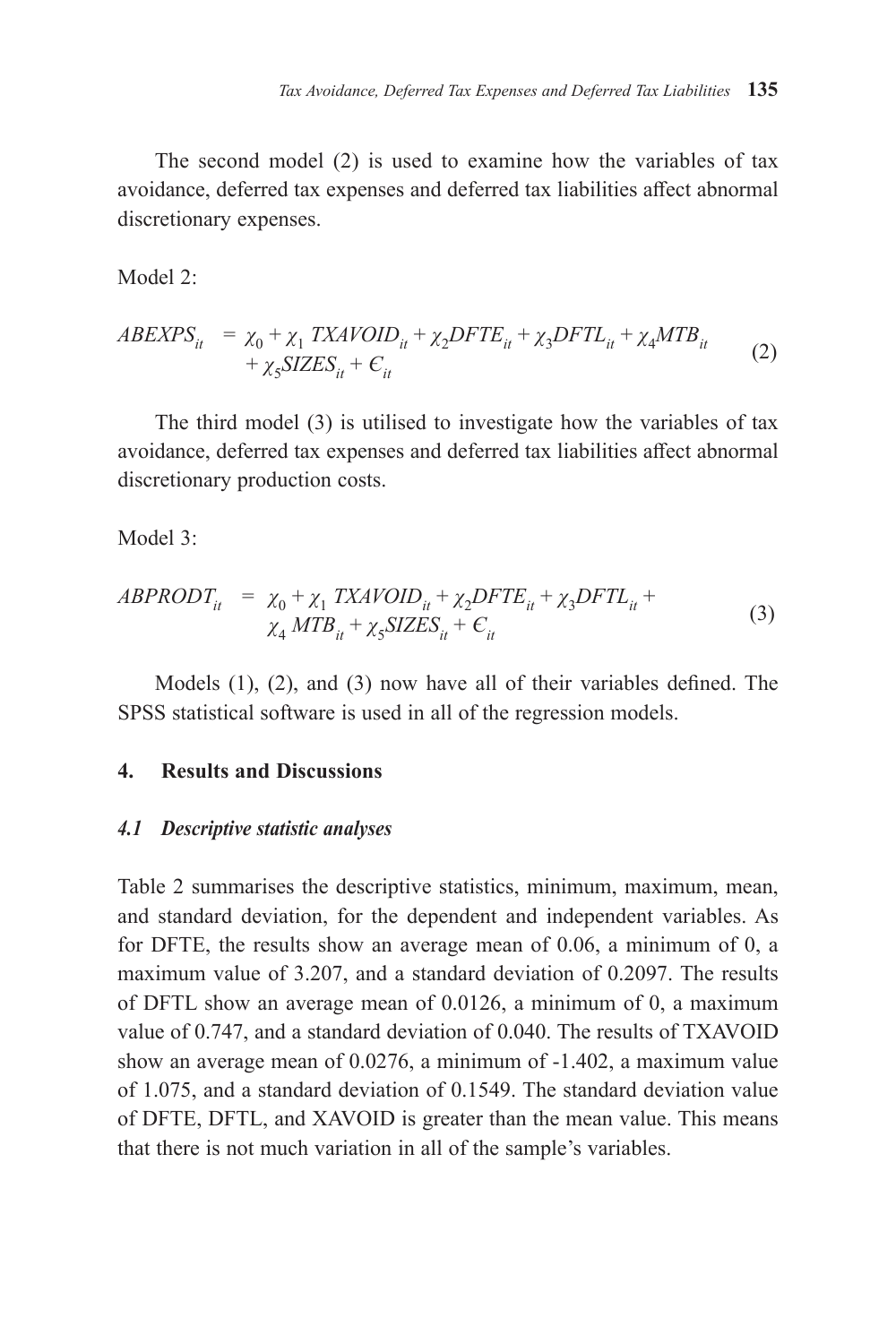The second model (2) is used to examine how the variables of tax avoidance, deferred tax expenses and deferred tax liabilities affect abnormal discretionary expenses.

Model 2:

$$ABEXPS_{it} = \chi_0 + \chi_1\, TXAVOID_{it} + \chi_2 DFTE_{it} + \chi_3 DFTL_{it} + \chi_4 MTB_{it} + \chi_5 SIZES_{it} + \epsilon_{it} \qquad (2)$$

The third model (3) is utilised to investigate how the variables of tax avoidance, deferred tax expenses and deferred tax liabilities affect abnormal discretionary production costs.

Model 3:

$$ABPRODT_{it} = \chi_0 + \chi_1\, TXAVOID_{it} + \chi_2 DFTE_{it} + \chi_3 DFTL_{it} + \chi_4\, MTB_{it} + \chi_5 SIZES_{it} + \epsilon_{it} \qquad (3)$$

Models (1), (2), and (3) now have all of their variables defined. The SPSS statistical software is used in all of the regression models.

## 4. Results and Discussions

### *4.1 Descriptive statistic analyses*

Table 2 summarises the descriptive statistics, minimum, maximum, mean, and standard deviation, for the dependent and independent variables. As for DFTE, the results show an average mean of 0.06, a minimum of 0, a maximum value of 3.207, and a standard deviation of 0.2097. The results of DFTL show an average mean of 0.0126, a minimum of 0, a maximum value of 0.747, and a standard deviation of 0.040. The results of TXAVOID show an average mean of 0.0276, a minimum of -1.402, a maximum value of 1.075, and a standard deviation of 0.1549. The standard deviation value of DFTE, DFTL, and XAVOID is greater than the mean value. This means that there is not much variation in all of the sample's variables.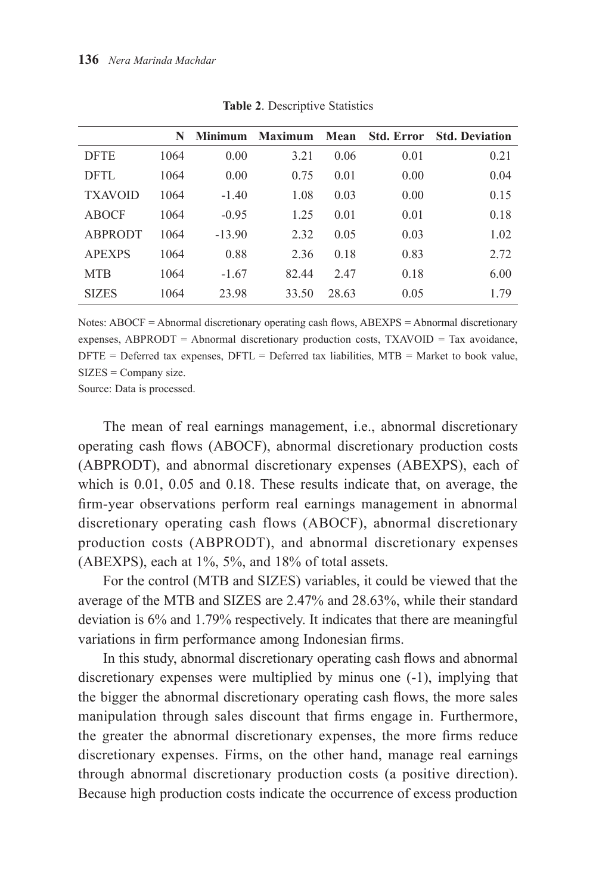**Table 2**. Descriptive Statistics

| | N | Minimum | Maximum | Mean | Std. Error | Std. Deviation |
|---|---|---|---|---|---|---|
| DFTE | 1064 | 0.00 | 3.21 | 0.06 | 0.01 | 0.21 |
| DFTL | 1064 | 0.00 | 0.75 | 0.01 | 0.00 | 0.04 |
| TXAVOID | 1064 | -1.40 | 1.08 | 0.03 | 0.00 | 0.15 |
| ABOCF | 1064 | -0.95 | 1.25 | 0.01 | 0.01 | 0.18 |
| ABPRODT | 1064 | -13.90 | 2.32 | 0.05 | 0.03 | 1.02 |
| APEXPS | 1064 | 0.88 | 2.36 | 0.18 | 0.83 | 2.72 |
| MTB | 1064 | -1.67 | 82.44 | 2.47 | 0.18 | 6.00 |
| SIZES | 1064 | 23.98 | 33.50 | 28.63 | 0.05 | 1.79 |

Notes: ABOCF = Abnormal discretionary operating cash flows, ABEXPS = Abnormal discretionary expenses, ABPRODT = Abnormal discretionary production costs, TXAVOID = Tax avoidance, DFTE = Deferred tax expenses, DFTL = Deferred tax liabilities, MTB = Market to book value, SIZES = Company size.

Source: Data is processed.

The mean of real earnings management, i.e., abnormal discretionary operating cash flows (ABOCF), abnormal discretionary production costs (ABPRODT), and abnormal discretionary expenses (ABEXPS), each of which is 0.01, 0.05 and 0.18. These results indicate that, on average, the firm-year observations perform real earnings management in abnormal discretionary operating cash flows (ABOCF), abnormal discretionary production costs (ABPRODT), and abnormal discretionary expenses (ABEXPS), each at 1%, 5%, and 18% of total assets.

For the control (MTB and SIZES) variables, it could be viewed that the average of the MTB and SIZES are 2.47% and 28.63%, while their standard deviation is 6% and 1.79% respectively. It indicates that there are meaningful variations in firm performance among Indonesian firms.

In this study, abnormal discretionary operating cash flows and abnormal discretionary expenses were multiplied by minus one (-1), implying that the bigger the abnormal discretionary operating cash flows, the more sales manipulation through sales discount that firms engage in. Furthermore, the greater the abnormal discretionary expenses, the more firms reduce discretionary expenses. Firms, on the other hand, manage real earnings through abnormal discretionary production costs (a positive direction). Because high production costs indicate the occurrence of excess production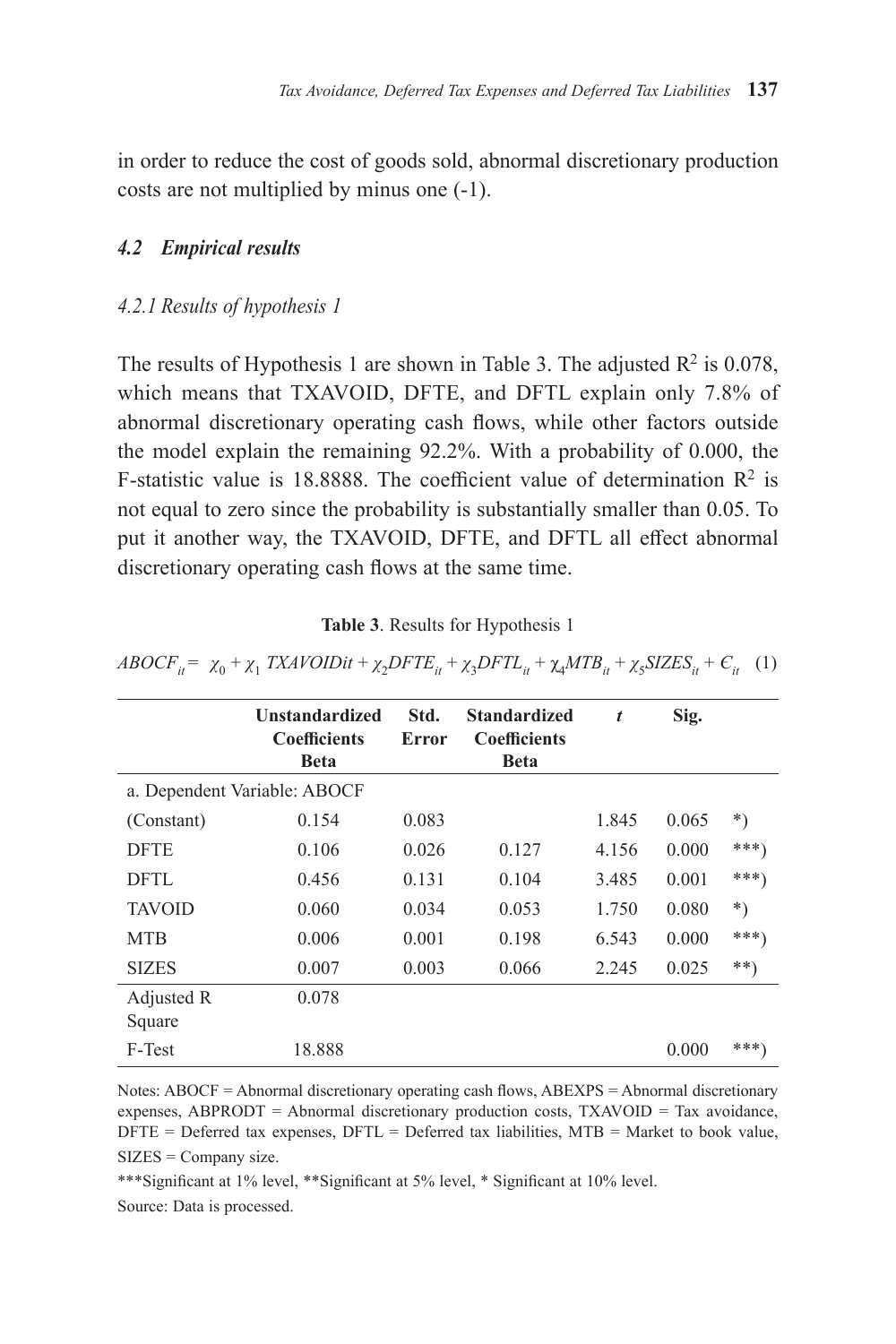in order to reduce the cost of goods sold, abnormal discretionary production costs are not multiplied by minus one (-1).

### *4.2 Empirical results*

#### *4.2.1 Results of hypothesis 1*

The results of Hypothesis 1 are shown in Table 3. The adjusted $R^2$ is 0.078, which means that TXAVOID, DFTE, and DFTL explain only 7.8% of abnormal discretionary operating cash flows, while other factors outside the model explain the remaining 92.2%. With a probability of 0.000, the F-statistic value is 18.8888. The coefficient value of determination $R^2$ is not equal to zero since the probability is substantially smaller than 0.05. To put it another way, the TXAVOID, DFTE, and DFTL all effect abnormal discretionary operating cash flows at the same time.

**Table 3**. Results for Hypothesis 1

$$ABOCF_{it} = \chi_0 + \chi_1\ TXAVOIDit + \chi_2 DFTE_{it} + \chi_3 DFTL_{it} + \chi_4 MTB_{it} + \chi_5 SIZES_{it} + \epsilon_{it} \quad (1)$$

| | Unstandardized Coefficients Beta | Std. Error | Standardized Coefficients Beta | *t* | Sig. | |
|---|---|---|---|---|---|---|
| a. Dependent Variable: ABOCF | | | | | | |
| (Constant) | 0.154 | 0.083 | | 1.845 | 0.065 | *) |
| DFTE | 0.106 | 0.026 | 0.127 | 4.156 | 0.000 | ***) |
| DFTL | 0.456 | 0.131 | 0.104 | 3.485 | 0.001 | ***) |
| TAVOID | 0.060 | 0.034 | 0.053 | 1.750 | 0.080 | *) |
| MTB | 0.006 | 0.001 | 0.198 | 6.543 | 0.000 | ***) |
| SIZES | 0.007 | 0.003 | 0.066 | 2.245 | 0.025 | **) |
| Adjusted R Square | 0.078 | | | | | |
| F-Test | 18.888 | | | | 0.000 | ***) |

Notes: ABOCF = Abnormal discretionary operating cash flows, ABEXPS = Abnormal discretionary expenses, ABPRODT = Abnormal discretionary production costs, TXAVOID = Tax avoidance, DFTE = Deferred tax expenses, DFTL = Deferred tax liabilities, MTB = Market to book value, SIZES = Company size.

***Significant at 1% level, **Significant at 5% level, * Significant at 10% level.

Source: Data is processed.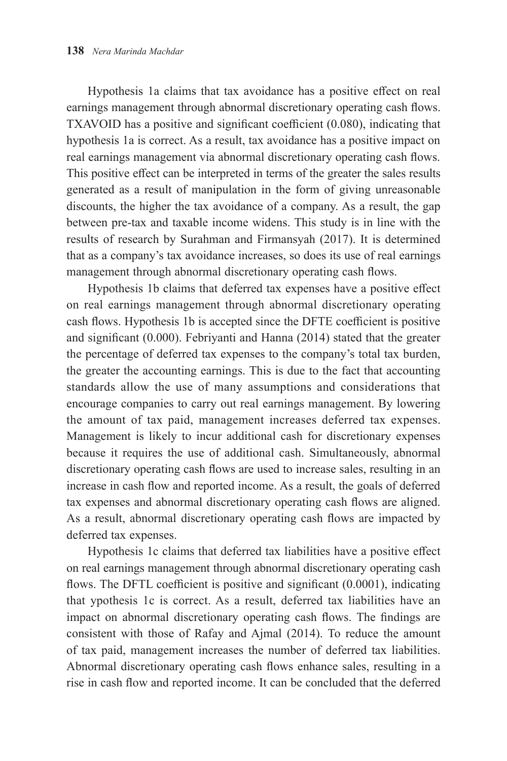Hypothesis 1a claims that tax avoidance has a positive effect on real earnings management through abnormal discretionary operating cash flows. TXAVOID has a positive and significant coefficient (0.080), indicating that hypothesis 1a is correct. As a result, tax avoidance has a positive impact on real earnings management via abnormal discretionary operating cash flows. This positive effect can be interpreted in terms of the greater the sales results generated as a result of manipulation in the form of giving unreasonable discounts, the higher the tax avoidance of a company. As a result, the gap between pre-tax and taxable income widens. This study is in line with the results of research by Surahman and Firmansyah (2017). It is determined that as a company's tax avoidance increases, so does its use of real earnings management through abnormal discretionary operating cash flows.

Hypothesis 1b claims that deferred tax expenses have a positive effect on real earnings management through abnormal discretionary operating cash flows. Hypothesis 1b is accepted since the DFTE coefficient is positive and significant (0.000). Febriyanti and Hanna (2014) stated that the greater the percentage of deferred tax expenses to the company's total tax burden, the greater the accounting earnings. This is due to the fact that accounting standards allow the use of many assumptions and considerations that encourage companies to carry out real earnings management. By lowering the amount of tax paid, management increases deferred tax expenses. Management is likely to incur additional cash for discretionary expenses because it requires the use of additional cash. Simultaneously, abnormal discretionary operating cash flows are used to increase sales, resulting in an increase in cash flow and reported income. As a result, the goals of deferred tax expenses and abnormal discretionary operating cash flows are aligned. As a result, abnormal discretionary operating cash flows are impacted by deferred tax expenses.

Hypothesis 1c claims that deferred tax liabilities have a positive effect on real earnings management through abnormal discretionary operating cash flows. The DFTL coefficient is positive and significant (0.0001), indicating that ypothesis 1c is correct. As a result, deferred tax liabilities have an impact on abnormal discretionary operating cash flows. The findings are consistent with those of Rafay and Ajmal (2014). To reduce the amount of tax paid, management increases the number of deferred tax liabilities. Abnormal discretionary operating cash flows enhance sales, resulting in a rise in cash flow and reported income. It can be concluded that the deferred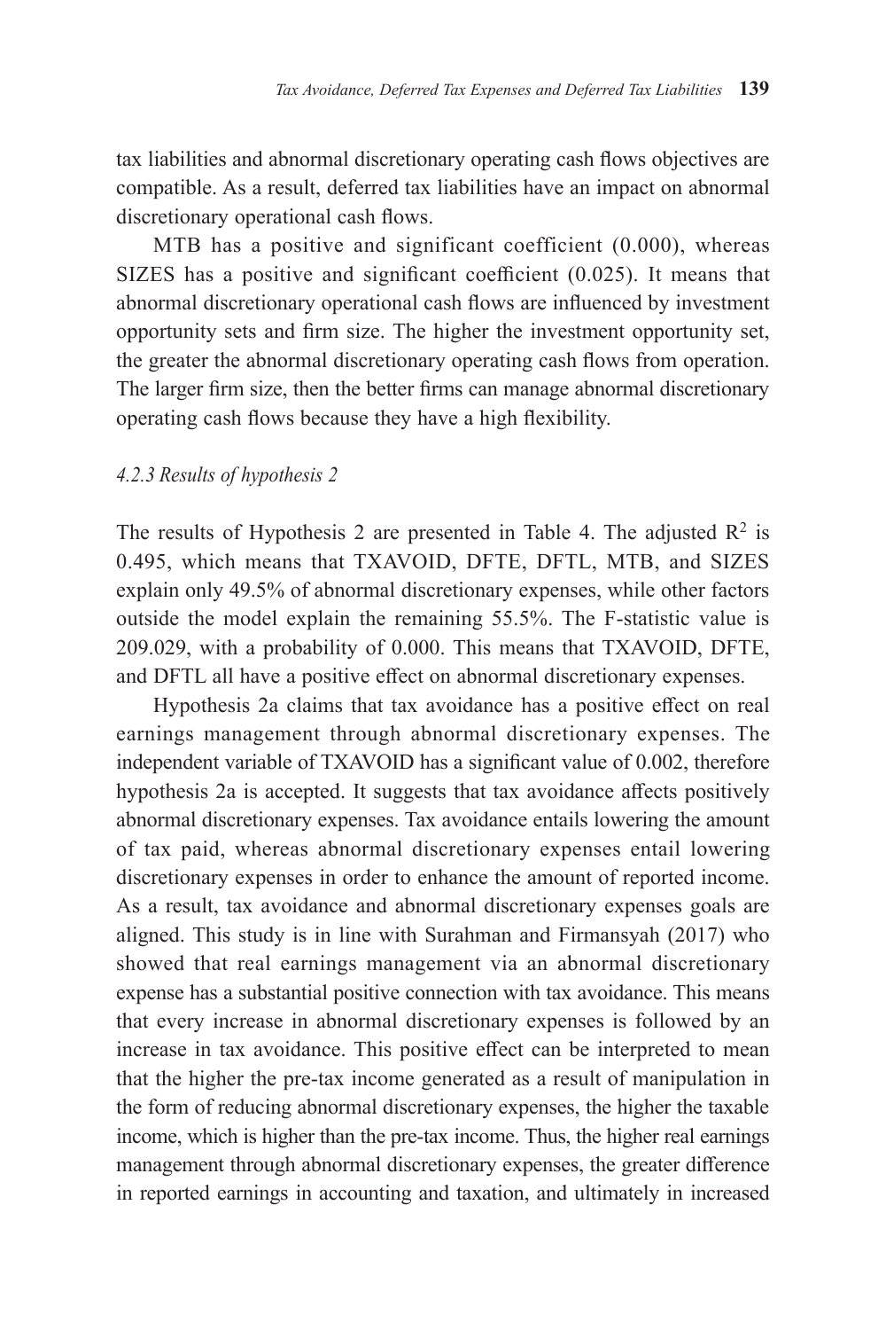tax liabilities and abnormal discretionary operating cash flows objectives are compatible. As a result, deferred tax liabilities have an impact on abnormal discretionary operational cash flows.

MTB has a positive and significant coefficient (0.000), whereas SIZES has a positive and significant coefficient (0.025). It means that abnormal discretionary operational cash flows are influenced by investment opportunity sets and firm size. The higher the investment opportunity set, the greater the abnormal discretionary operating cash flows from operation. The larger firm size, then the better firms can manage abnormal discretionary operating cash flows because they have a high flexibility.

### *4.2.3 Results of hypothesis 2*

The results of Hypothesis 2 are presented in Table 4. The adjusted $R^2$ is 0.495, which means that TXAVOID, DFTE, DFTL, MTB, and SIZES explain only 49.5% of abnormal discretionary expenses, while other factors outside the model explain the remaining 55.5%. The F-statistic value is 209.029, with a probability of 0.000. This means that TXAVOID, DFTE, and DFTL all have a positive effect on abnormal discretionary expenses.

Hypothesis 2a claims that tax avoidance has a positive effect on real earnings management through abnormal discretionary expenses. The independent variable of TXAVOID has a significant value of 0.002, therefore hypothesis 2a is accepted. It suggests that tax avoidance affects positively abnormal discretionary expenses. Tax avoidance entails lowering the amount of tax paid, whereas abnormal discretionary expenses entail lowering discretionary expenses in order to enhance the amount of reported income. As a result, tax avoidance and abnormal discretionary expenses goals are aligned. This study is in line with Surahman and Firmansyah (2017) who showed that real earnings management via an abnormal discretionary expense has a substantial positive connection with tax avoidance. This means that every increase in abnormal discretionary expenses is followed by an increase in tax avoidance. This positive effect can be interpreted to mean that the higher the pre-tax income generated as a result of manipulation in the form of reducing abnormal discretionary expenses, the higher the taxable income, which is higher than the pre-tax income. Thus, the higher real earnings management through abnormal discretionary expenses, the greater difference in reported earnings in accounting and taxation, and ultimately in increased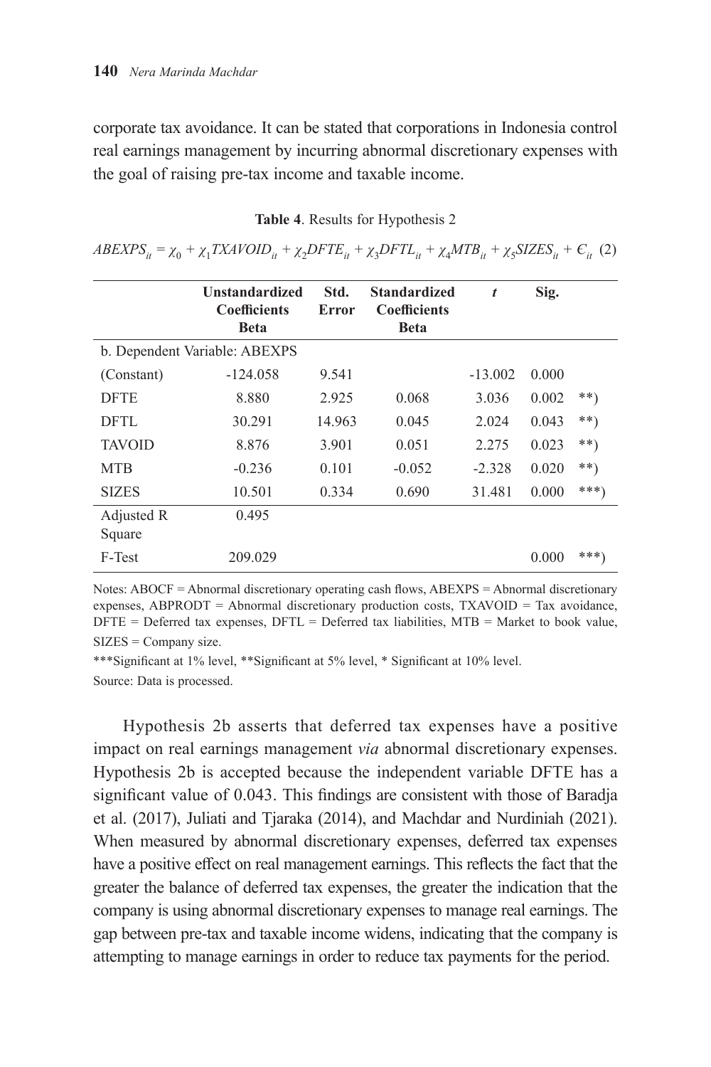corporate tax avoidance. It can be stated that corporations in Indonesia control real earnings management by incurring abnormal discretionary expenses with the goal of raising pre-tax income and taxable income.

**Table 4**. Results for Hypothesis 2

$$ABEXPS_{it} = \chi_0 + \chi_1 TXAVOID_{it} + \chi_2 DFTE_{it} + \chi_3 DFTL_{it} + \chi_4 MTB_{it} + \chi_5 SIZES_{it} + \epsilon_{it} \quad (2)$$

| | Unstandardized Coefficients Beta | Std. Error | Standardized Coefficients Beta | *t* | Sig. | |
|---|---|---|---|---|---|---|
| b. Dependent Variable: ABEXPS | | | | | | |
| (Constant) | -124.058 | 9.541 | | -13.002 | 0.000 | |
| DFTE | 8.880 | 2.925 | 0.068 | 3.036 | 0.002 | **) |
| DFTL | 30.291 | 14.963 | 0.045 | 2.024 | 0.043 | **) |
| TAVOID | 8.876 | 3.901 | 0.051 | 2.275 | 0.023 | **) |
| MTB | -0.236 | 0.101 | -0.052 | -2.328 | 0.020 | **) |
| SIZES | 10.501 | 0.334 | 0.690 | 31.481 | 0.000 | ***) |
| Adjusted R Square | 0.495 | | | | | |
| F-Test | 209.029 | | | | 0.000 | ***) |

Notes: ABOCF = Abnormal discretionary operating cash flows, ABEXPS = Abnormal discretionary expenses, ABPRODT = Abnormal discretionary production costs, TXAVOID = Tax avoidance, DFTE = Deferred tax expenses, DFTL = Deferred tax liabilities, MTB = Market to book value, SIZES = Company size.

***Significant at 1% level, **Significant at 5% level, * Significant at 10% level.

Source: Data is processed.

Hypothesis 2b asserts that deferred tax expenses have a positive impact on real earnings management *via* abnormal discretionary expenses. Hypothesis 2b is accepted because the independent variable DFTE has a significant value of 0.043. This findings are consistent with those of Baradja et al. (2017), Juliati and Tjaraka (2014), and Machdar and Nurdiniah (2021). When measured by abnormal discretionary expenses, deferred tax expenses have a positive effect on real management earnings. This reflects the fact that the greater the balance of deferred tax expenses, the greater the indication that the company is using abnormal discretionary expenses to manage real earnings. The gap between pre-tax and taxable income widens, indicating that the company is attempting to manage earnings in order to reduce tax payments for the period.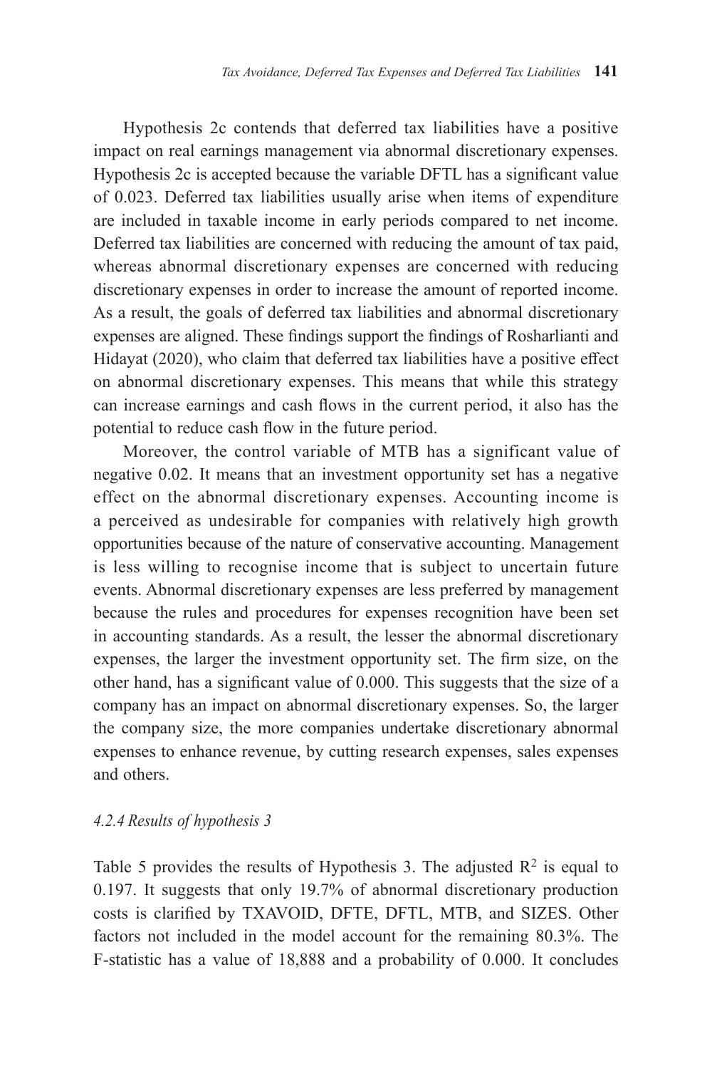Hypothesis 2c contends that deferred tax liabilities have a positive impact on real earnings management via abnormal discretionary expenses. Hypothesis 2c is accepted because the variable DFTL has a significant value of 0.023. Deferred tax liabilities usually arise when items of expenditure are included in taxable income in early periods compared to net income. Deferred tax liabilities are concerned with reducing the amount of tax paid, whereas abnormal discretionary expenses are concerned with reducing discretionary expenses in order to increase the amount of reported income. As a result, the goals of deferred tax liabilities and abnormal discretionary expenses are aligned. These findings support the findings of Rosharlianti and Hidayat (2020), who claim that deferred tax liabilities have a positive effect on abnormal discretionary expenses. This means that while this strategy can increase earnings and cash flows in the current period, it also has the potential to reduce cash flow in the future period.

Moreover, the control variable of MTB has a significant value of negative 0.02. It means that an investment opportunity set has a negative effect on the abnormal discretionary expenses. Accounting income is a perceived as undesirable for companies with relatively high growth opportunities because of the nature of conservative accounting. Management is less willing to recognise income that is subject to uncertain future events. Abnormal discretionary expenses are less preferred by management because the rules and procedures for expenses recognition have been set in accounting standards. As a result, the lesser the abnormal discretionary expenses, the larger the investment opportunity set. The firm size, on the other hand, has a significant value of 0.000. This suggests that the size of a company has an impact on abnormal discretionary expenses. So, the larger the company size, the more companies undertake discretionary abnormal expenses to enhance revenue, by cutting research expenses, sales expenses and others.

### *4.2.4 Results of hypothesis 3*

Table 5 provides the results of Hypothesis 3. The adjusted $R^2$ is equal to 0.197. It suggests that only 19.7% of abnormal discretionary production costs is clarified by TXAVOID, DFTE, DFTL, MTB, and SIZES. Other factors not included in the model account for the remaining 80.3%. The F-statistic has a value of 18,888 and a probability of 0.000. It concludes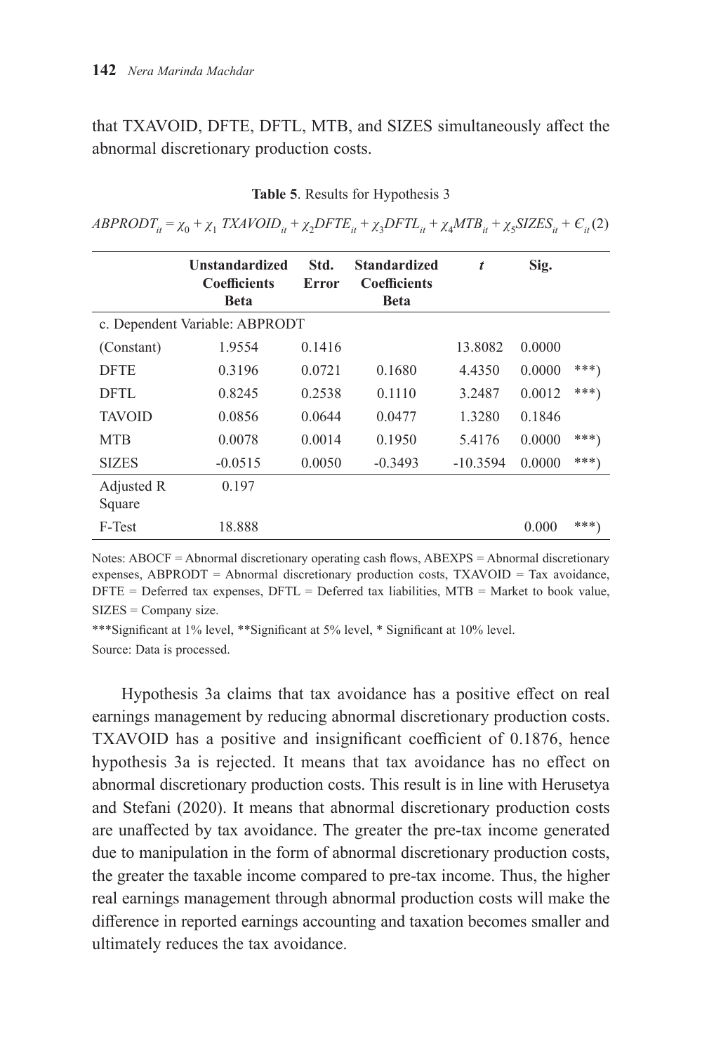that TXAVOID, DFTE, DFTL, MTB, and SIZES simultaneously affect the abnormal discretionary production costs.

**Table 5**. Results for Hypothesis 3

$$ABPRODT_{it} = \chi_0 + \chi_1\ TXAVOID_{it} + \chi_2 DFTE_{it} + \chi_3 DFTL_{it} + \chi_4 MTB_{it} + \chi_5 SIZES_{it} + \epsilon_{it}\ (2)$$

| | Unstandardized Coefficients Beta | Std. Error | Standardized Coefficients Beta | *t* | Sig. | |
|---|---|---|---|---|---|---|
| c. Dependent Variable: ABPRODT | | | | | | |
| (Constant) | 1.9554 | 0.1416 | | 13.8082 | 0.0000 | |
| DFTE | 0.3196 | 0.0721 | 0.1680 | 4.4350 | 0.0000 | ***) |
| DFTL | 0.8245 | 0.2538 | 0.1110 | 3.2487 | 0.0012 | ***) |
| TAVOID | 0.0856 | 0.0644 | 0.0477 | 1.3280 | 0.1846 | |
| MTB | 0.0078 | 0.0014 | 0.1950 | 5.4176 | 0.0000 | ***) |
| SIZES | -0.0515 | 0.0050 | -0.3493 | -10.3594 | 0.0000 | ***) |
| Adjusted R Square | 0.197 | | | | | |
| F-Test | 18.888 | | | | 0.000 | ***) |

Notes: ABOCF = Abnormal discretionary operating cash flows, ABEXPS = Abnormal discretionary expenses, ABPRODT = Abnormal discretionary production costs, TXAVOID = Tax avoidance, DFTE = Deferred tax expenses, DFTL = Deferred tax liabilities, MTB = Market to book value, SIZES = Company size.

***Significant at 1% level, **Significant at 5% level, * Significant at 10% level.

Source: Data is processed.

Hypothesis 3a claims that tax avoidance has a positive effect on real earnings management by reducing abnormal discretionary production costs. TXAVOID has a positive and insignificant coefficient of 0.1876, hence hypothesis 3a is rejected. It means that tax avoidance has no effect on abnormal discretionary production costs. This result is in line with Herusetya and Stefani (2020). It means that abnormal discretionary production costs are unaffected by tax avoidance. The greater the pre-tax income generated due to manipulation in the form of abnormal discretionary production costs, the greater the taxable income compared to pre-tax income. Thus, the higher real earnings management through abnormal production costs will make the difference in reported earnings accounting and taxation becomes smaller and ultimately reduces the tax avoidance.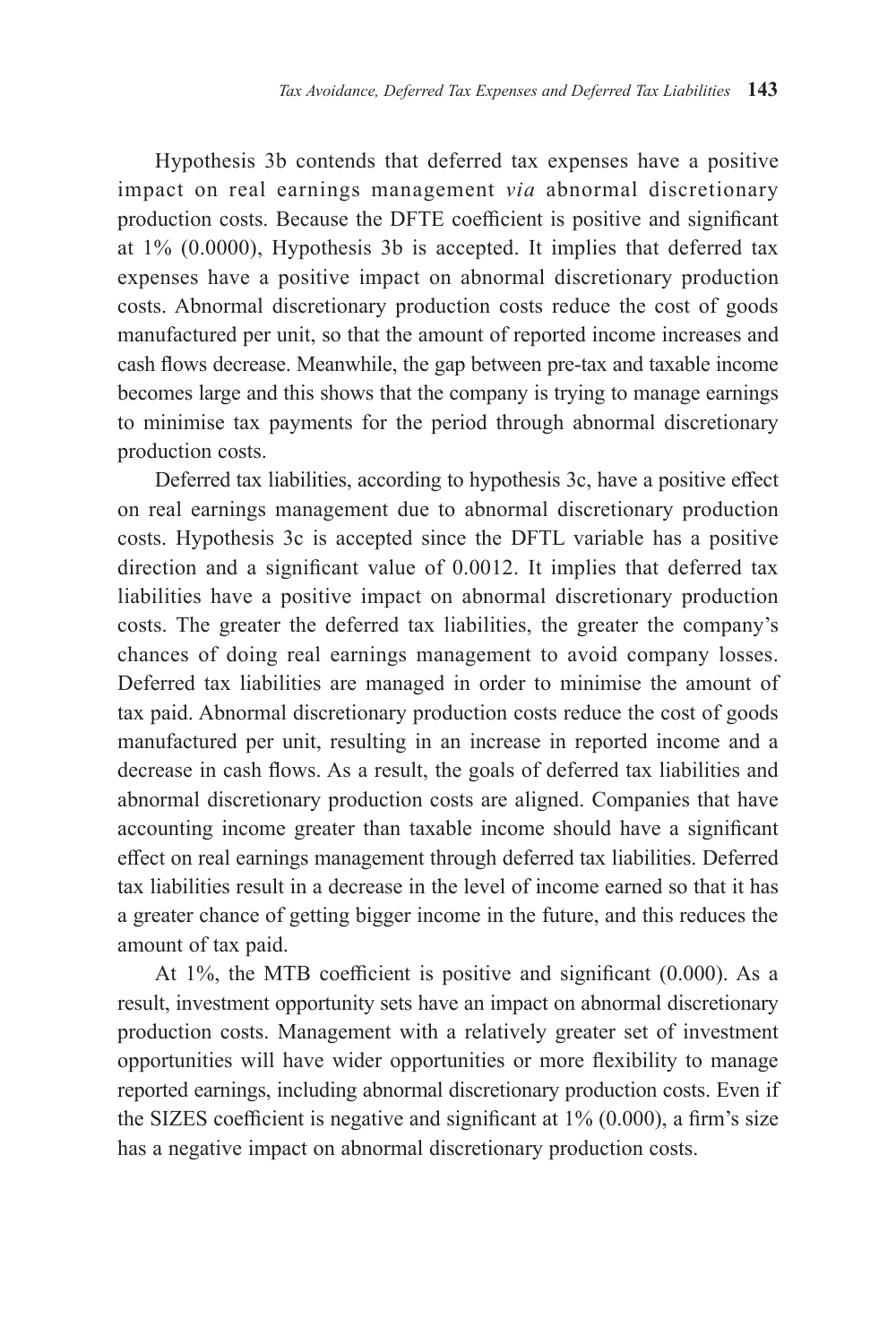Hypothesis 3b contends that deferred tax expenses have a positive impact on real earnings management *via* abnormal discretionary production costs. Because the DFTE coefficient is positive and significant at 1% (0.0000), Hypothesis 3b is accepted. It implies that deferred tax expenses have a positive impact on abnormal discretionary production costs. Abnormal discretionary production costs reduce the cost of goods manufactured per unit, so that the amount of reported income increases and cash flows decrease. Meanwhile, the gap between pre-tax and taxable income becomes large and this shows that the company is trying to manage earnings to minimise tax payments for the period through abnormal discretionary production costs.

Deferred tax liabilities, according to hypothesis 3c, have a positive effect on real earnings management due to abnormal discretionary production costs. Hypothesis 3c is accepted since the DFTL variable has a positive direction and a significant value of 0.0012. It implies that deferred tax liabilities have a positive impact on abnormal discretionary production costs. The greater the deferred tax liabilities, the greater the company's chances of doing real earnings management to avoid company losses. Deferred tax liabilities are managed in order to minimise the amount of tax paid. Abnormal discretionary production costs reduce the cost of goods manufactured per unit, resulting in an increase in reported income and a decrease in cash flows. As a result, the goals of deferred tax liabilities and abnormal discretionary production costs are aligned. Companies that have accounting income greater than taxable income should have a significant effect on real earnings management through deferred tax liabilities. Deferred tax liabilities result in a decrease in the level of income earned so that it has a greater chance of getting bigger income in the future, and this reduces the amount of tax paid.

At 1%, the MTB coefficient is positive and significant (0.000). As a result, investment opportunity sets have an impact on abnormal discretionary production costs. Management with a relatively greater set of investment opportunities will have wider opportunities or more flexibility to manage reported earnings, including abnormal discretionary production costs. Even if the SIZES coefficient is negative and significant at 1% (0.000), a firm's size has a negative impact on abnormal discretionary production costs.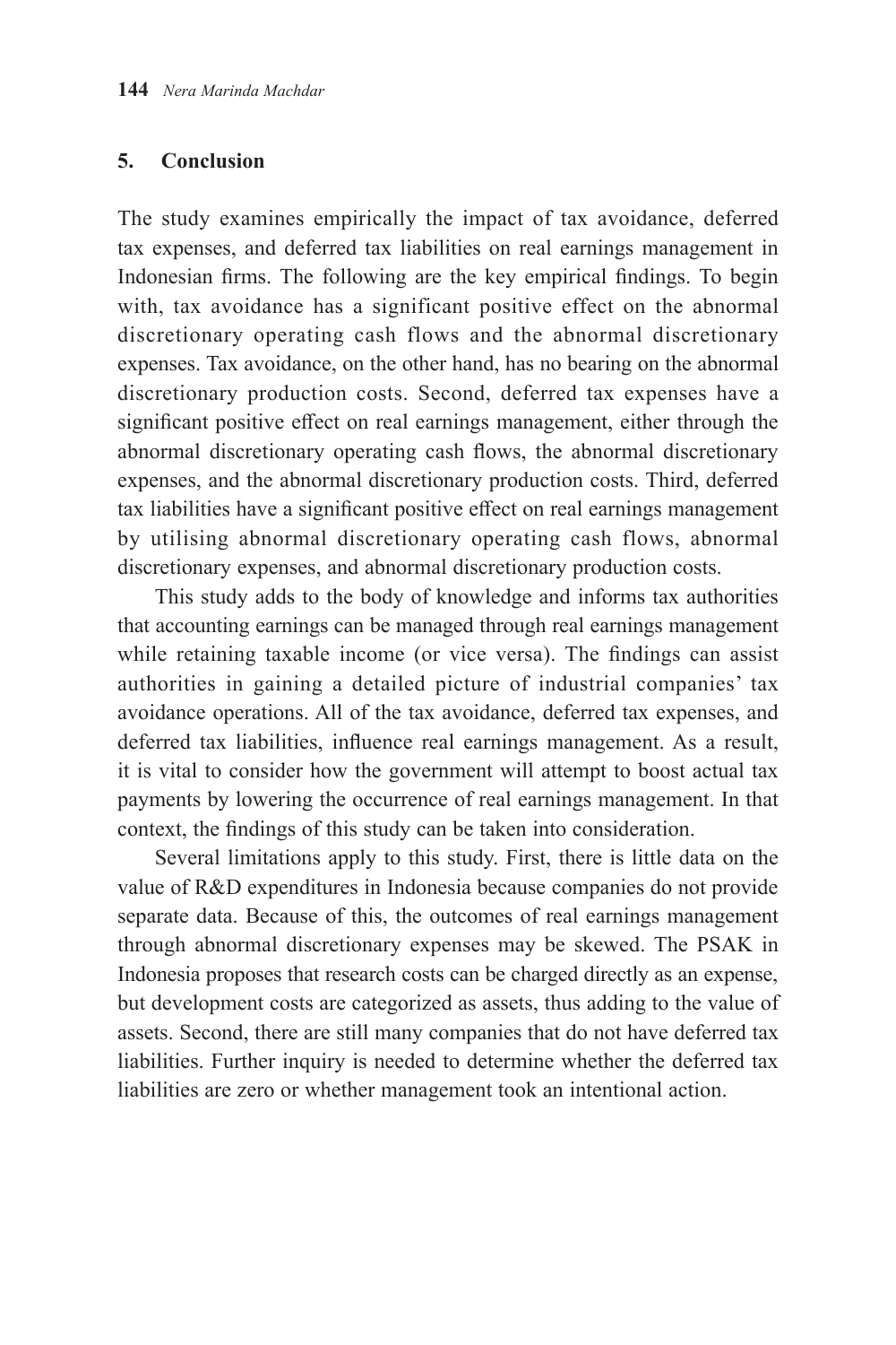## 5. Conclusion

The study examines empirically the impact of tax avoidance, deferred tax expenses, and deferred tax liabilities on real earnings management in Indonesian firms. The following are the key empirical findings. To begin with, tax avoidance has a significant positive effect on the abnormal discretionary operating cash flows and the abnormal discretionary expenses. Tax avoidance, on the other hand, has no bearing on the abnormal discretionary production costs. Second, deferred tax expenses have a significant positive effect on real earnings management, either through the abnormal discretionary operating cash flows, the abnormal discretionary expenses, and the abnormal discretionary production costs. Third, deferred tax liabilities have a significant positive effect on real earnings management by utilising abnormal discretionary operating cash flows, abnormal discretionary expenses, and abnormal discretionary production costs.

This study adds to the body of knowledge and informs tax authorities that accounting earnings can be managed through real earnings management while retaining taxable income (or vice versa). The findings can assist authorities in gaining a detailed picture of industrial companies' tax avoidance operations. All of the tax avoidance, deferred tax expenses, and deferred tax liabilities, influence real earnings management. As a result, it is vital to consider how the government will attempt to boost actual tax payments by lowering the occurrence of real earnings management. In that context, the findings of this study can be taken into consideration.

Several limitations apply to this study. First, there is little data on the value of R&D expenditures in Indonesia because companies do not provide separate data. Because of this, the outcomes of real earnings management through abnormal discretionary expenses may be skewed. The PSAK in Indonesia proposes that research costs can be charged directly as an expense, but development costs are categorized as assets, thus adding to the value of assets. Second, there are still many companies that do not have deferred tax liabilities. Further inquiry is needed to determine whether the deferred tax liabilities are zero or whether management took an intentional action.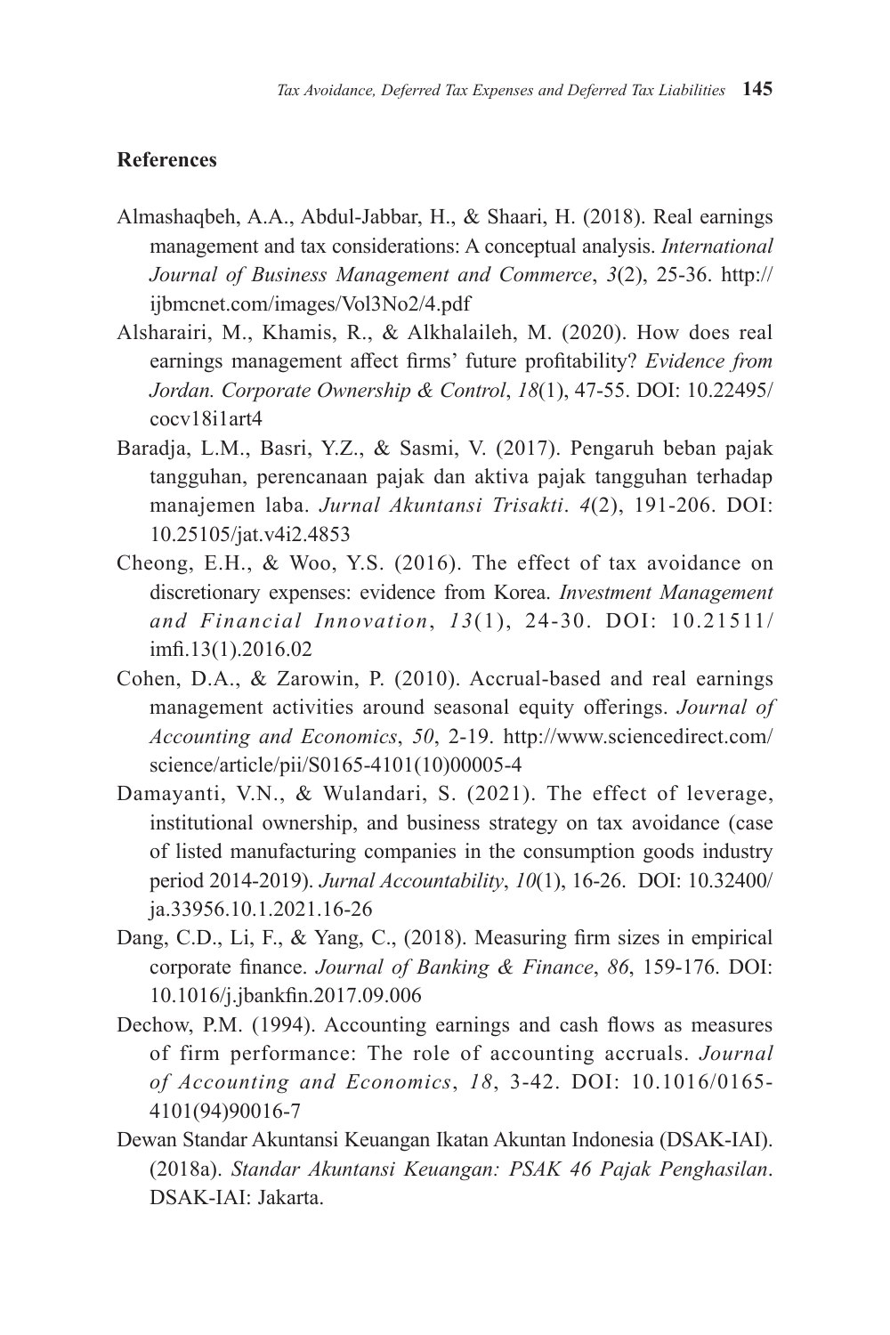## References

Almashaqbeh, A.A., Abdul-Jabbar, H., & Shaari, H. (2018). Real earnings management and tax considerations: A conceptual analysis. *International Journal of Business Management and Commerce*, *3*(2), 25-36. http://ijbmcnet.com/images/Vol3No2/4.pdf

Alsharairi, M., Khamis, R., & Alkhalaileh, M. (2020). How does real earnings management affect firms' future profitability? *Evidence from Jordan. Corporate Ownership & Control*, *18*(1), 47-55. DOI: 10.22495/cocv18i1art4

Baradja, L.M., Basri, Y.Z., & Sasmi, V. (2017). Pengaruh beban pajak tangguhan, perencanaan pajak dan aktiva pajak tangguhan terhadap manajemen laba. *Jurnal Akuntansi Trisakti*. *4*(2), 191-206. DOI: 10.25105/jat.v4i2.4853

Cheong, E.H., & Woo, Y.S. (2016). The effect of tax avoidance on discretionary expenses: evidence from Korea. *Investment Management and Financial Innovation*, *13*(1), 24-30. DOI: 10.21511/imfi.13(1).2016.02

Cohen, D.A., & Zarowin, P. (2010). Accrual-based and real earnings management activities around seasonal equity offerings. *Journal of Accounting and Economics*, *50*, 2-19. http://www.sciencedirect.com/science/article/pii/S0165-4101(10)00005-4

Damayanti, V.N., & Wulandari, S. (2021). The effect of leverage, institutional ownership, and business strategy on tax avoidance (case of listed manufacturing companies in the consumption goods industry period 2014-2019). *Jurnal Accountability*, *10*(1), 16-26. DOI: 10.32400/ja.33956.10.1.2021.16-26

Dang, C.D., Li, F., & Yang, C., (2018). Measuring firm sizes in empirical corporate finance. *Journal of Banking & Finance*, *86*, 159-176. DOI: 10.1016/j.jbankfin.2017.09.006

Dechow, P.M. (1994). Accounting earnings and cash flows as measures of firm performance: The role of accounting accruals. *Journal of Accounting and Economics*, *18*, 3-42. DOI: 10.1016/0165-4101(94)90016-7

Dewan Standar Akuntansi Keuangan Ikatan Akuntan Indonesia (DSAK-IAI). (2018a). *Standar Akuntansi Keuangan: PSAK 46 Pajak Penghasilan*. DSAK-IAI: Jakarta.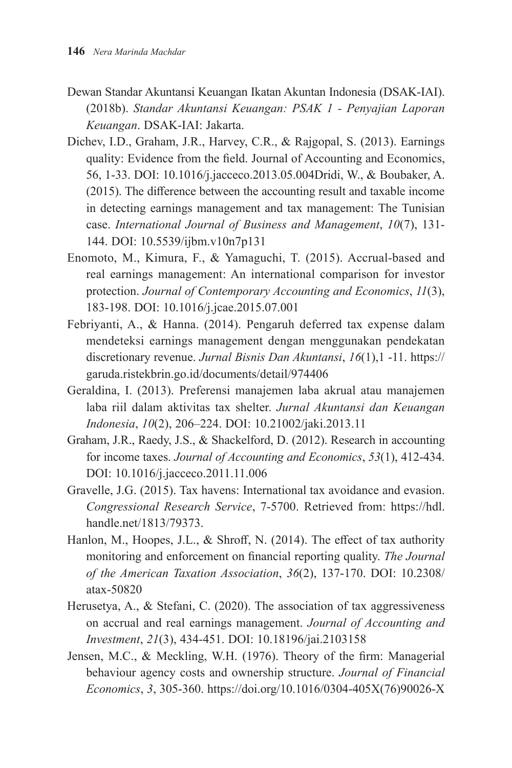Dewan Standar Akuntansi Keuangan Ikatan Akuntan Indonesia (DSAK-IAI). (2018b). *Standar Akuntansi Keuangan: PSAK 1 - Penyajian Laporan Keuangan*. DSAK-IAI: Jakarta.

Dichev, I.D., Graham, J.R., Harvey, C.R., & Rajgopal, S. (2013). Earnings quality: Evidence from the field. Journal of Accounting and Economics, 56, 1-33. DOI: 10.1016/j.jacceco.2013.05.004Dridi, W., & Boubaker, A. (2015). The difference between the accounting result and taxable income in detecting earnings management and tax management: The Tunisian case. *International Journal of Business and Management*, *10*(7), 131-144. DOI: 10.5539/ijbm.v10n7p131

Enomoto, M., Kimura, F., & Yamaguchi, T. (2015). Accrual-based and real earnings management: An international comparison for investor protection. *Journal of Contemporary Accounting and Economics*, *11*(3), 183-198. DOI: 10.1016/j.jcae.2015.07.001

Febriyanti, A., & Hanna. (2014). Pengaruh deferred tax expense dalam mendeteksi earnings management dengan menggunakan pendekatan discretionary revenue. *Jurnal Bisnis Dan Akuntansi*, *16*(1),1 -11. https://garuda.ristekbrin.go.id/documents/detail/974406

Geraldina, I. (2013). Preferensi manajemen laba akrual atau manajemen laba riil dalam aktivitas tax shelter. *Jurnal Akuntansi dan Keuangan Indonesia*, *10*(2), 206–224. DOI: 10.21002/jaki.2013.11

Graham, J.R., Raedy, J.S., & Shackelford, D. (2012). Research in accounting for income taxes. *Journal of Accounting and Economics*, *53*(1), 412-434. DOI: 10.1016/j.jacceco.2011.11.006

Gravelle, J.G. (2015). Tax havens: International tax avoidance and evasion. *Congressional Research Service*, 7-5700. Retrieved from: https://hdl.handle.net/1813/79373.

Hanlon, M., Hoopes, J.L., & Shroff, N. (2014). The effect of tax authority monitoring and enforcement on financial reporting quality. *The Journal of the American Taxation Association*, *36*(2), 137-170. DOI: 10.2308/atax-50820

Herusetya, A., & Stefani, C. (2020). The association of tax aggressiveness on accrual and real earnings management. *Journal of Accounting and Investment*, *21*(3), 434-451. DOI: 10.18196/jai.2103158

Jensen, M.C., & Meckling, W.H. (1976). Theory of the firm: Managerial behaviour agency costs and ownership structure. *Journal of Financial Economics*, *3*, 305-360. https://doi.org/10.1016/0304-405X(76)90026-X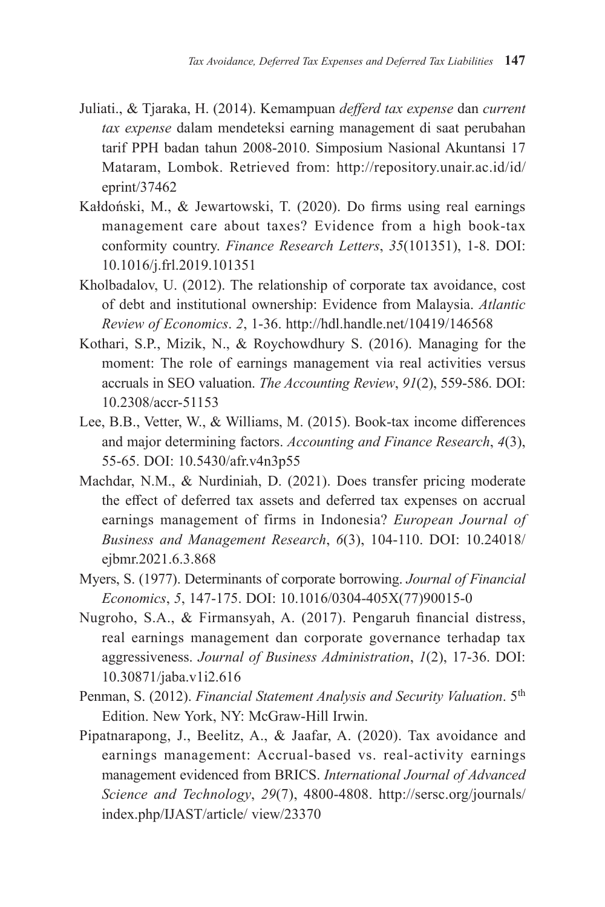Juliati., & Tjaraka, H. (2014). Kemampuan *defferd tax expense* dan *current tax expense* dalam mendeteksi earning management di saat perubahan tarif PPH badan tahun 2008-2010. Simposium Nasional Akuntansi 17 Mataram, Lombok. Retrieved from: http://repository.unair.ac.id/id/eprint/37462

Kałdoński, M., & Jewartowski, T. (2020). Do firms using real earnings management care about taxes? Evidence from a high book-tax conformity country. *Finance Research Letters*, *35*(101351), 1-8. DOI: 10.1016/j.frl.2019.101351

Kholbadalov, U. (2012). The relationship of corporate tax avoidance, cost of debt and institutional ownership: Evidence from Malaysia. *Atlantic Review of Economics*. *2*, 1-36. http://hdl.handle.net/10419/146568

Kothari, S.P., Mizik, N., & Roychowdhury S. (2016). Managing for the moment: The role of earnings management via real activities versus accruals in SEO valuation. *The Accounting Review*, *91*(2), 559-586. DOI: 10.2308/accr-51153

Lee, B.B., Vetter, W., & Williams, M. (2015). Book-tax income differences and major determining factors. *Accounting and Finance Research*, *4*(3), 55-65. DOI: 10.5430/afr.v4n3p55

Machdar, N.M., & Nurdiniah, D. (2021). Does transfer pricing moderate the effect of deferred tax assets and deferred tax expenses on accrual earnings management of firms in Indonesia? *European Journal of Business and Management Research*, *6*(3), 104-110. DOI: 10.24018/ejbmr.2021.6.3.868

Myers, S. (1977). Determinants of corporate borrowing. *Journal of Financial Economics*, *5*, 147-175. DOI: 10.1016/0304-405X(77)90015-0

Nugroho, S.A., & Firmansyah, A. (2017). Pengaruh financial distress, real earnings management dan corporate governance terhadap tax aggressiveness. *Journal of Business Administration*, *1*(2), 17-36. DOI: 10.30871/jaba.v1i2.616

Penman, S. (2012). *Financial Statement Analysis and Security Valuation*. 5th Edition. New York, NY: McGraw-Hill Irwin.

Pipatnarapong, J., Beelitz, A., & Jaafar, A. (2020). Tax avoidance and earnings management: Accrual-based vs. real-activity earnings management evidenced from BRICS. *International Journal of Advanced Science and Technology*, *29*(7), 4800-4808. http://sersc.org/journals/index.php/IJAST/article/ view/23370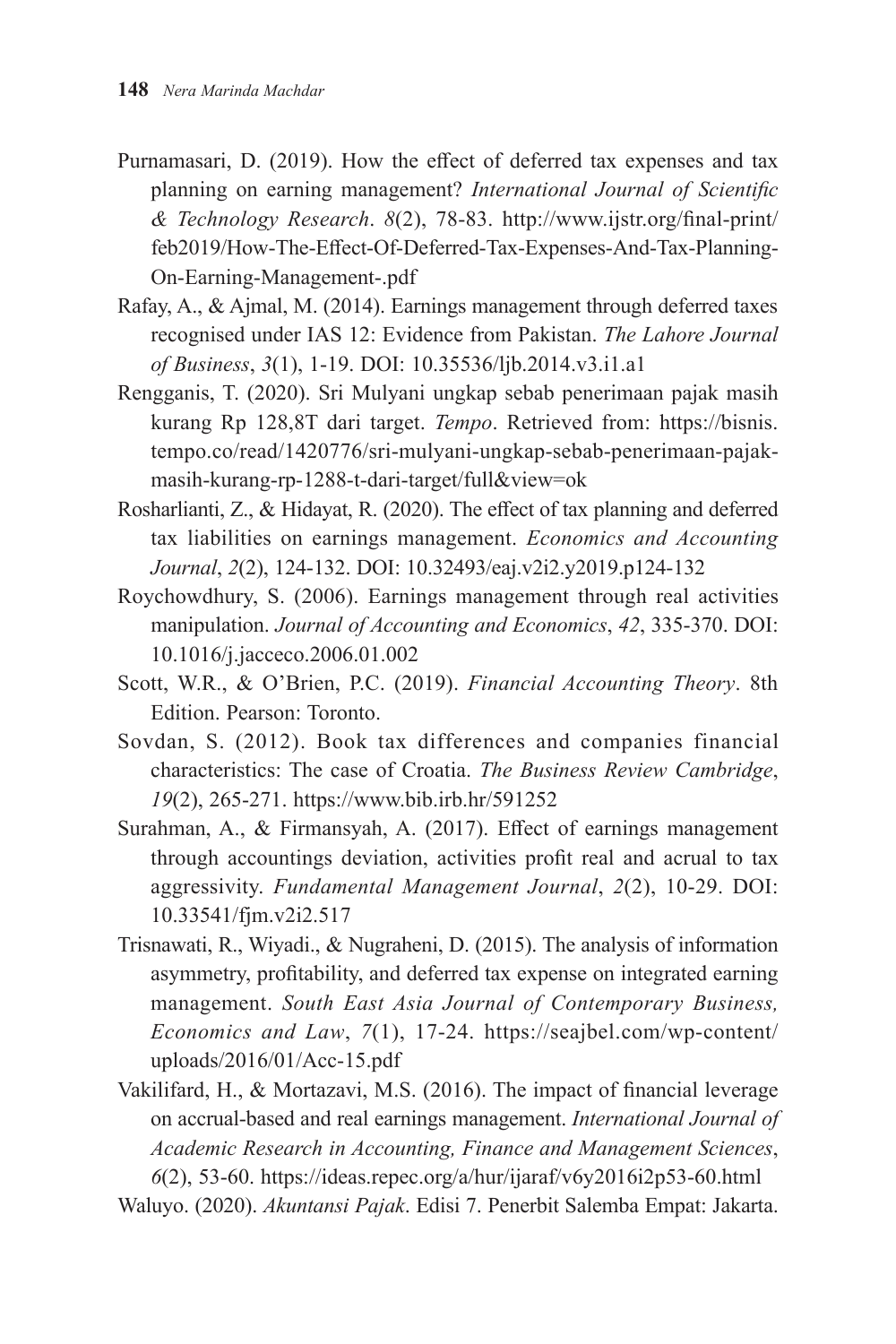Purnamasari, D. (2019). How the effect of deferred tax expenses and tax planning on earning management? *International Journal of Scientific & Technology Research*. *8*(2), 78-83. http://www.ijstr.org/final-print/feb2019/How-The-Effect-Of-Deferred-Tax-Expenses-And-Tax-Planning-On-Earning-Management-.pdf

Rafay, A., & Ajmal, M. (2014). Earnings management through deferred taxes recognised under IAS 12: Evidence from Pakistan. *The Lahore Journal of Business*, *3*(1), 1-19. DOI: 10.35536/ljb.2014.v3.i1.a1

Rengganis, T. (2020). Sri Mulyani ungkap sebab penerimaan pajak masih kurang Rp 128,8T dari target. *Tempo*. Retrieved from: https://bisnis.tempo.co/read/1420776/sri-mulyani-ungkap-sebab-penerimaan-pajak-masih-kurang-rp-1288-t-dari-target/full&view=ok

Rosharlianti, Z., & Hidayat, R. (2020). The effect of tax planning and deferred tax liabilities on earnings management. *Economics and Accounting Journal*, *2*(2), 124-132. DOI: 10.32493/eaj.v2i2.y2019.p124-132

Roychowdhury, S. (2006). Earnings management through real activities manipulation. *Journal of Accounting and Economics*, *42*, 335-370. DOI: 10.1016/j.jacceco.2006.01.002

Scott, W.R., & O'Brien, P.C. (2019). *Financial Accounting Theory*. 8th Edition. Pearson: Toronto.

Sovdan, S. (2012). Book tax differences and companies financial characteristics: The case of Croatia. *The Business Review Cambridge*, *19*(2), 265-271. https://www.bib.irb.hr/591252

Surahman, A., & Firmansyah, A. (2017). Effect of earnings management through accountings deviation, activities profit real and acrual to tax aggressivity. *Fundamental Management Journal*, *2*(2), 10-29. DOI: 10.33541/fjm.v2i2.517

Trisnawati, R., Wiyadi., & Nugraheni, D. (2015). The analysis of information asymmetry, profitability, and deferred tax expense on integrated earning management. *South East Asia Journal of Contemporary Business, Economics and Law*, *7*(1), 17-24. https://seajbel.com/wp-content/uploads/2016/01/Acc-15.pdf

Vakilifard, H., & Mortazavi, M.S. (2016). The impact of financial leverage on accrual-based and real earnings management. *International Journal of Academic Research in Accounting, Finance and Management Sciences*, *6*(2), 53-60. https://ideas.repec.org/a/hur/ijaraf/v6y2016i2p53-60.html

Waluyo. (2020). *Akuntansi Pajak*. Edisi 7. Penerbit Salemba Empat: Jakarta.